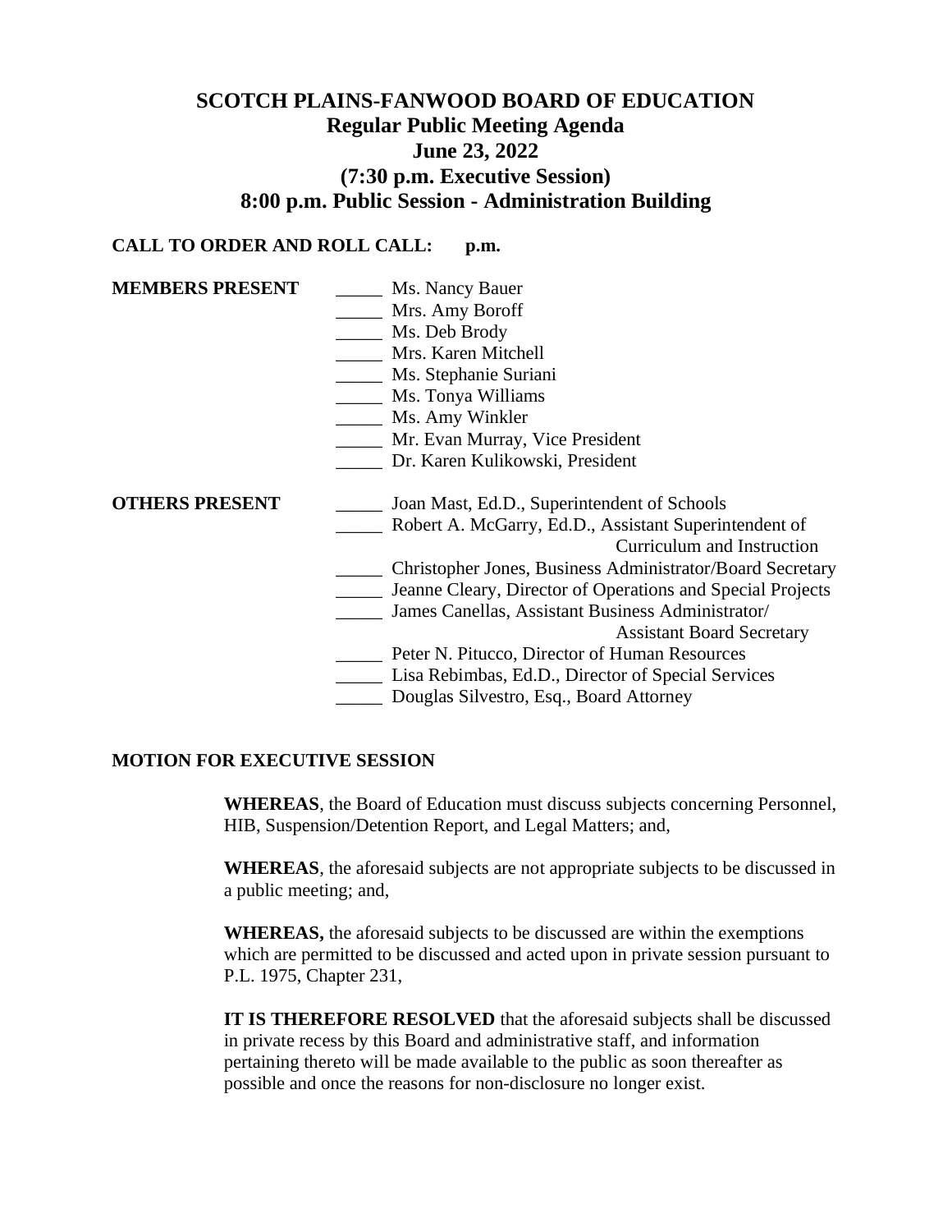# SCOTCH PLAINS-FANWOOD BOARD OF EDUCATION
## Regular Public Meeting Agenda
## June 23, 2022
## (7:30 p.m. Executive Session)
## 8:00 p.m. Public Session - Administration Building

**CALL TO ORDER AND ROLL CALL: p.m.**

**MEMBERS PRESENT**

_____ Ms. Nancy Bauer
_____ Mrs. Amy Boroff
_____ Ms. Deb Brody
_____ Mrs. Karen Mitchell
_____ Ms. Stephanie Suriani
_____ Ms. Tonya Williams
_____ Ms. Amy Winkler
_____ Mr. Evan Murray, Vice President
_____ Dr. Karen Kulikowski, President

**OTHERS PRESENT**

_____ Joan Mast, Ed.D., Superintendent of Schools
_____ Robert A. McGarry, Ed.D., Assistant Superintendent of Curriculum and Instruction
_____ Christopher Jones, Business Administrator/Board Secretary
_____ Jeanne Cleary, Director of Operations and Special Projects
_____ James Canellas, Assistant Business Administrator/ Assistant Board Secretary
_____ Peter N. Pitucco, Director of Human Resources
_____ Lisa Rebimbas, Ed.D., Director of Special Services
_____ Douglas Silvestro, Esq., Board Attorney

**MOTION FOR EXECUTIVE SESSION**

**WHEREAS**, the Board of Education must discuss subjects concerning Personnel, HIB, Suspension/Detention Report, and Legal Matters; and,

**WHEREAS**, the aforesaid subjects are not appropriate subjects to be discussed in a public meeting; and,

**WHEREAS,** the aforesaid subjects to be discussed are within the exemptions which are permitted to be discussed and acted upon in private session pursuant to P.L. 1975, Chapter 231,

**IT IS THEREFORE RESOLVED** that the aforesaid subjects shall be discussed in private recess by this Board and administrative staff, and information pertaining thereto will be made available to the public as soon thereafter as possible and once the reasons for non-disclosure no longer exist.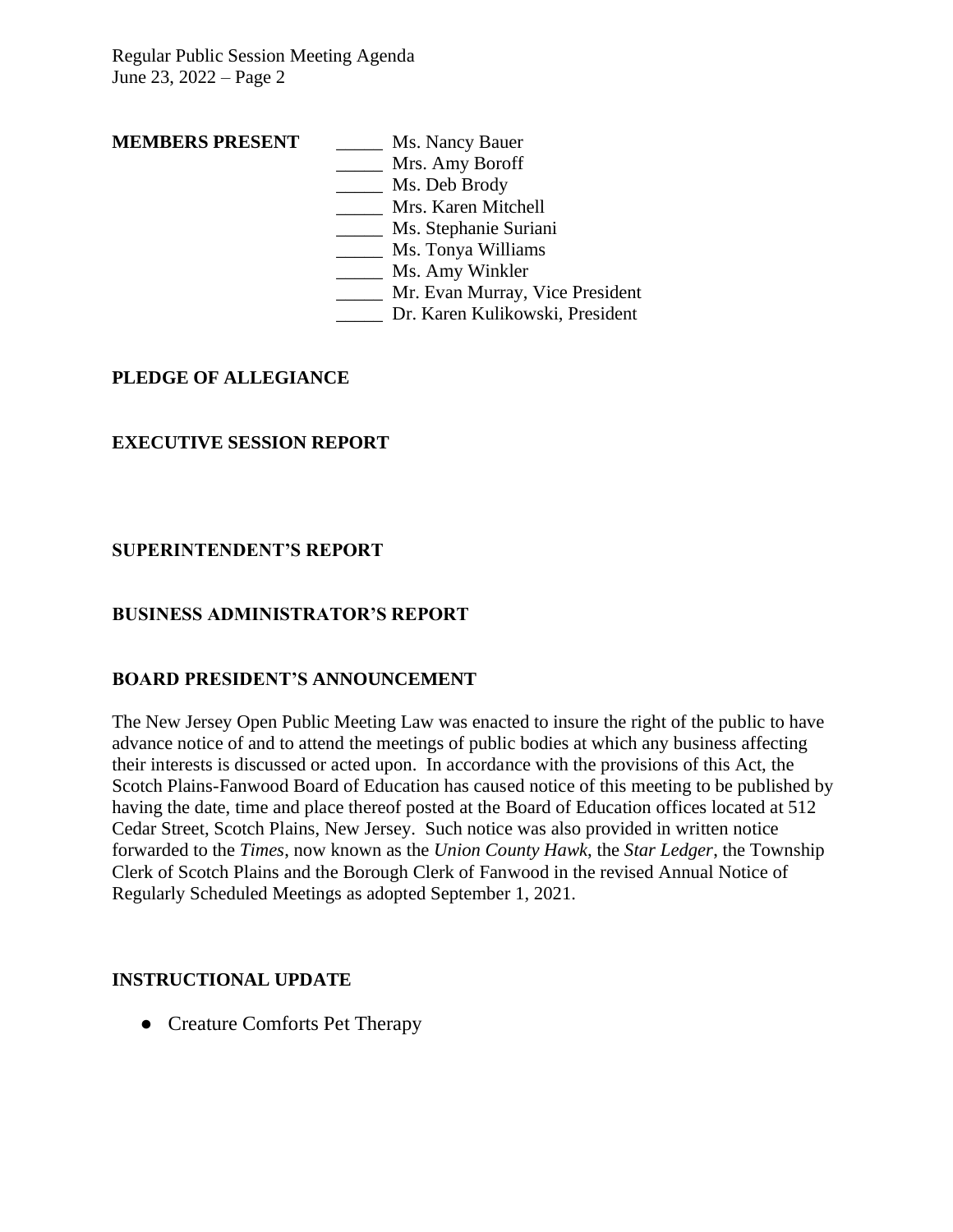**MEMBERS PRESENT**

_____ Ms. Nancy Bauer
_____ Mrs. Amy Boroff
_____ Ms. Deb Brody
_____ Mrs. Karen Mitchell
_____ Ms. Stephanie Suriani
_____ Ms. Tonya Williams
_____ Ms. Amy Winkler
_____ Mr. Evan Murray, Vice President
_____ Dr. Karen Kulikowski, President

## PLEDGE OF ALLEGIANCE

## EXECUTIVE SESSION REPORT

## SUPERINTENDENT'S REPORT

## BUSINESS ADMINISTRATOR'S REPORT

## BOARD PRESIDENT'S ANNOUNCEMENT

The New Jersey Open Public Meeting Law was enacted to insure the right of the public to have advance notice of and to attend the meetings of public bodies at which any business affecting their interests is discussed or acted upon. In accordance with the provisions of this Act, the Scotch Plains-Fanwood Board of Education has caused notice of this meeting to be published by having the date, time and place thereof posted at the Board of Education offices located at 512 Cedar Street, Scotch Plains, New Jersey. Such notice was also provided in written notice forwarded to the *Times*, now known as the *Union County Hawk*, the *Star Ledger*, the Township Clerk of Scotch Plains and the Borough Clerk of Fanwood in the revised Annual Notice of Regularly Scheduled Meetings as adopted September 1, 2021.

## INSTRUCTIONAL UPDATE

- Creature Comforts Pet Therapy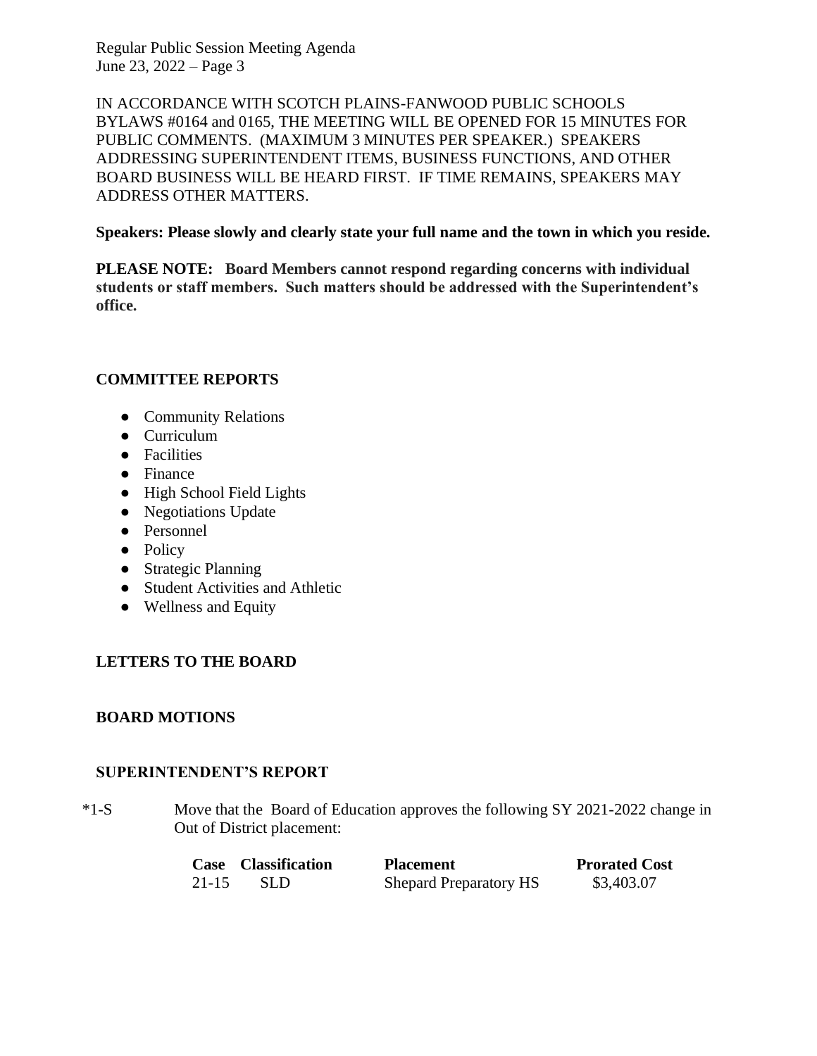IN ACCORDANCE WITH SCOTCH PLAINS-FANWOOD PUBLIC SCHOOLS BYLAWS #0164 and 0165, THE MEETING WILL BE OPENED FOR 15 MINUTES FOR PUBLIC COMMENTS. (MAXIMUM 3 MINUTES PER SPEAKER.) SPEAKERS ADDRESSING SUPERINTENDENT ITEMS, BUSINESS FUNCTIONS, AND OTHER BOARD BUSINESS WILL BE HEARD FIRST. IF TIME REMAINS, SPEAKERS MAY ADDRESS OTHER MATTERS.

**Speakers: Please slowly and clearly state your full name and the town in which you reside.**

**PLEASE NOTE: Board Members cannot respond regarding concerns with individual students or staff members. Such matters should be addressed with the Superintendent's office.**

## COMMITTEE REPORTS

- Community Relations
- Curriculum
- Facilities
- Finance
- High School Field Lights
- Negotiations Update
- Personnel
- Policy
- Strategic Planning
- Student Activities and Athletic
- Wellness and Equity

## LETTERS TO THE BOARD

## BOARD MOTIONS

## SUPERINTENDENT'S REPORT

*1-S Move that the Board of Education approves the following SY 2021-2022 change in Out of District placement:

| Case | Classification | Placement | Prorated Cost |
|---|---|---|---|
| 21-15 | SLD | Shepard Preparatory HS | $3,403.07 |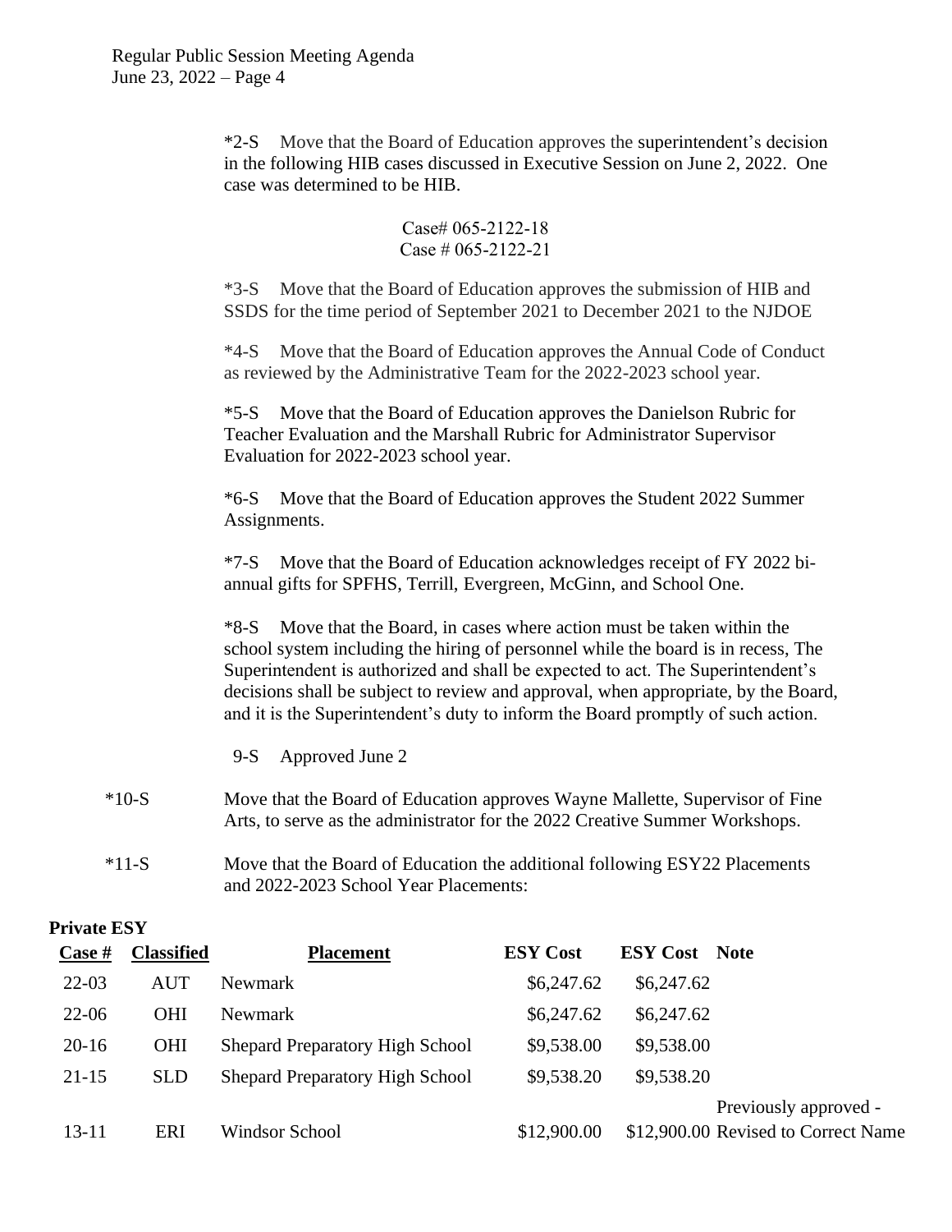*2-S Move that the Board of Education approves the superintendent's decision in the following HIB cases discussed in Executive Session on June 2, 2022. One case was determined to be HIB.

Case# 065-2122-18
Case # 065-2122-21

*3-S Move that the Board of Education approves the submission of HIB and SSDS for the time period of September 2021 to December 2021 to the NJDOE

*4-S Move that the Board of Education approves the Annual Code of Conduct as reviewed by the Administrative Team for the 2022-2023 school year.

*5-S Move that the Board of Education approves the Danielson Rubric for Teacher Evaluation and the Marshall Rubric for Administrator Supervisor Evaluation for 2022-2023 school year.

*6-S Move that the Board of Education approves the Student 2022 Summer Assignments.

*7-S Move that the Board of Education acknowledges receipt of FY 2022 bi-annual gifts for SPFHS, Terrill, Evergreen, McGinn, and School One.

*8-S Move that the Board, in cases where action must be taken within the school system including the hiring of personnel while the board is in recess, The Superintendent is authorized and shall be expected to act. The Superintendent's decisions shall be subject to review and approval, when appropriate, by the Board, and it is the Superintendent's duty to inform the Board promptly of such action.

9-S Approved June 2

*10-S Move that the Board of Education approves Wayne Mallette, Supervisor of Fine Arts, to serve as the administrator for the 2022 Creative Summer Workshops.

*11-S Move that the Board of Education the additional following ESY22 Placements and 2022-2023 School Year Placements:

**Private ESY**

| Case # | Classified | Placement | ESY Cost | ESY Cost | Note |
|---|---|---|---|---|---|
| 22-03 | AUT | Newmark | $6,247.62 | $6,247.62 | |
| 22-06 | OHI | Newmark | $6,247.62 | $6,247.62 | |
| 20-16 | OHI | Shepard Preparatory High School | $9,538.00 | $9,538.00 | |
| 21-15 | SLD | Shepard Preparatory High School | $9,538.20 | $9,538.20 | |
| 13-11 | ERI | Windsor School | $12,900.00 | $12,900.00 | Previously approved - Revised to Correct Name |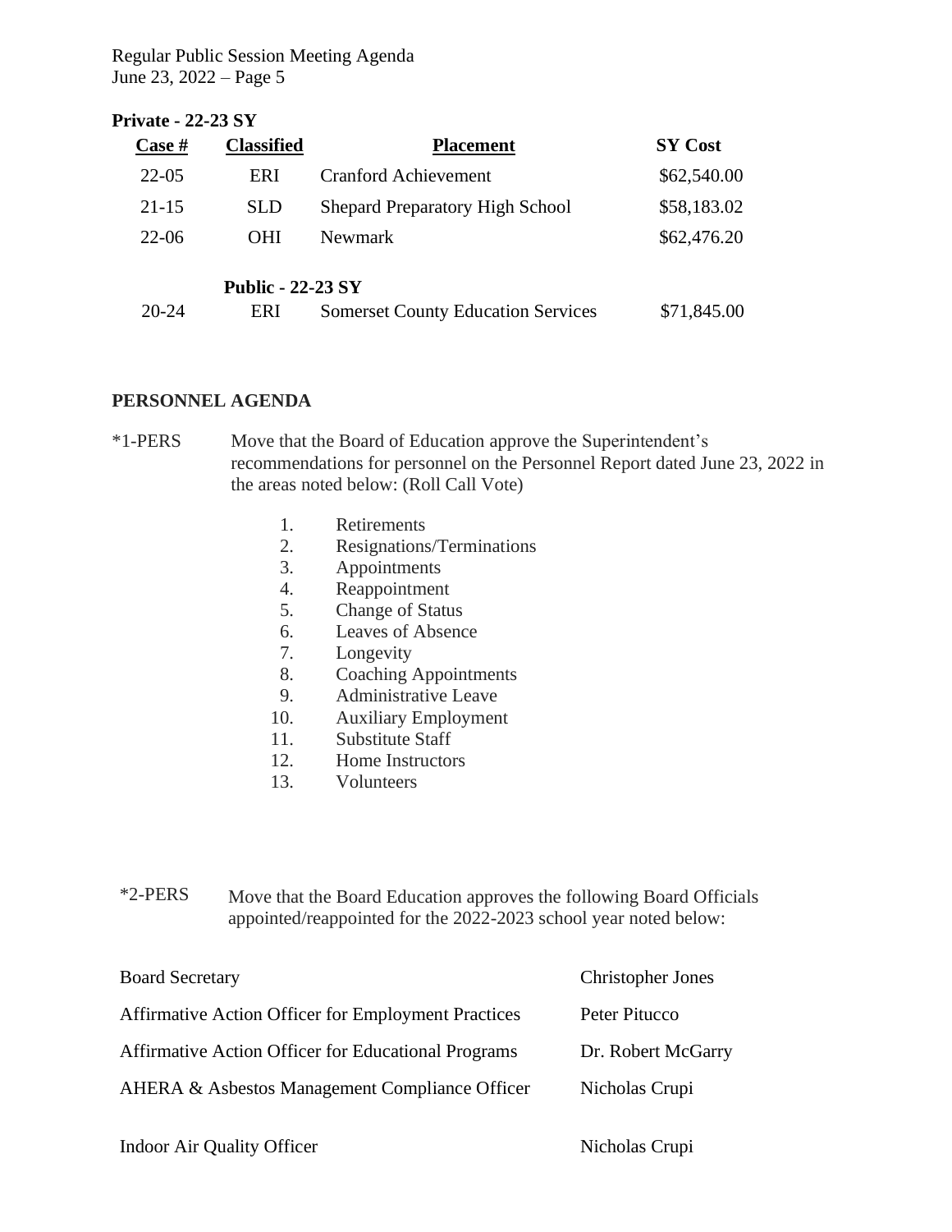**Private - 22-23 SY**

| Case # | Classified | Placement | SY Cost |
|---|---|---|---|
| 22-05 | ERI | Cranford Achievement | $62,540.00 |
| 21-15 | SLD | Shepard Preparatory High School | $58,183.02 |
| 22-06 | OHI | Newmark | $62,476.20 |
| | **Public - 22-23 SY** | | |
| 20-24 | ERI | Somerset County Education Services | $71,845.00 |

## PERSONNEL AGENDA

*1-PERS Move that the Board of Education approve the Superintendent's recommendations for personnel on the Personnel Report dated June 23, 2022 in the areas noted below: (Roll Call Vote)

1. Retirements
2. Resignations/Terminations
3. Appointments
4. Reappointment
5. Change of Status
6. Leaves of Absence
7. Longevity
8. Coaching Appointments
9. Administrative Leave
10. Auxiliary Employment
11. Substitute Staff
12. Home Instructors
13. Volunteers

*2-PERS Move that the Board Education approves the following Board Officials appointed/reappointed for the 2022-2023 school year noted below:

| | |
|---|---|
| Board Secretary | Christopher Jones |
| Affirmative Action Officer for Employment Practices | Peter Pitucco |
| Affirmative Action Officer for Educational Programs | Dr. Robert McGarry |
| AHERA & Asbestos Management Compliance Officer | Nicholas Crupi |
| Indoor Air Quality Officer | Nicholas Crupi |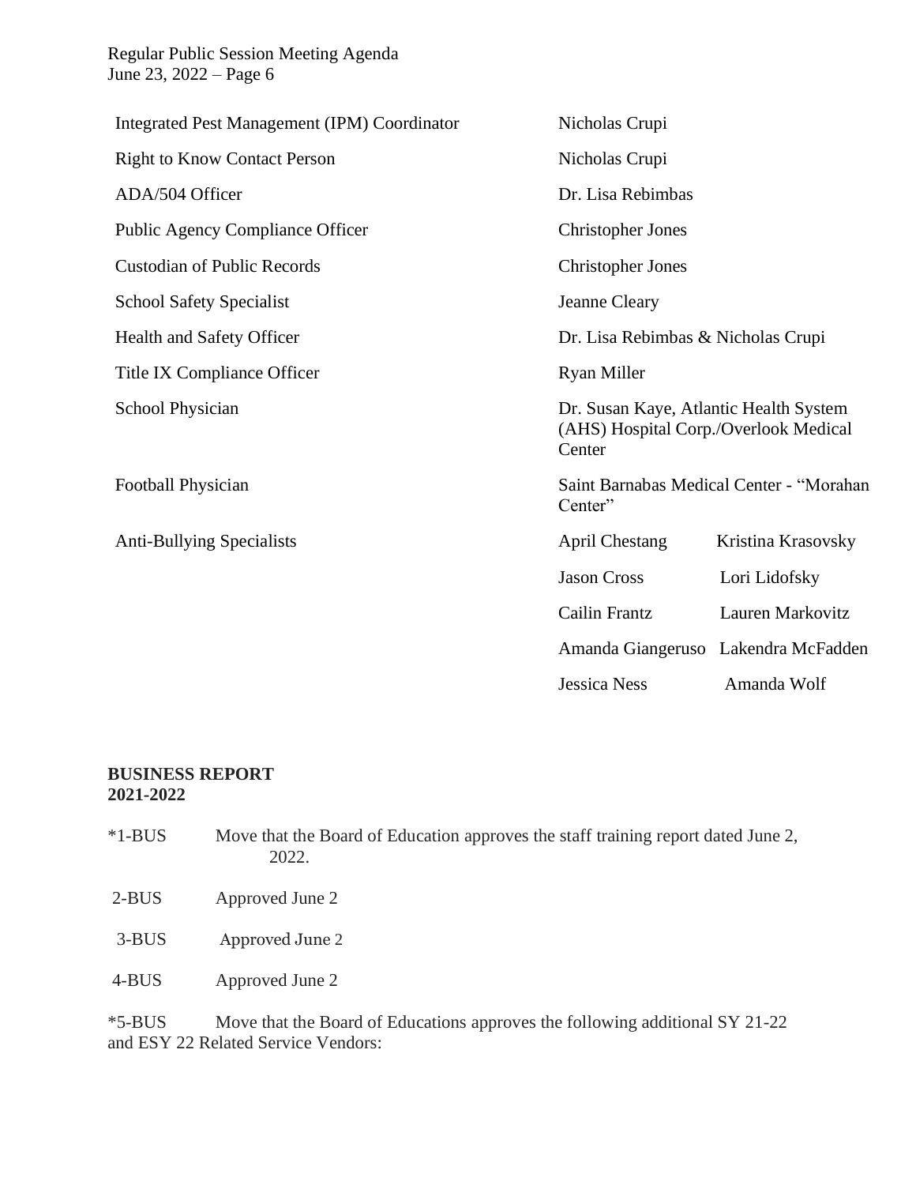| | | |
|---|---|---|
| Integrated Pest Management (IPM) Coordinator | Nicholas Crupi | |
| Right to Know Contact Person | Nicholas Crupi | |
| ADA/504 Officer | Dr. Lisa Rebimbas | |
| Public Agency Compliance Officer | Christopher Jones | |
| Custodian of Public Records | Christopher Jones | |
| School Safety Specialist | Jeanne Cleary | |
| Health and Safety Officer | Dr. Lisa Rebimbas & Nicholas Crupi | |
| Title IX Compliance Officer | Ryan Miller | |
| School Physician | Dr. Susan Kaye, Atlantic Health System (AHS) Hospital Corp./Overlook Medical Center | |
| Football Physician | Saint Barnabas Medical Center - "Morahan Center" | |
| Anti-Bullying Specialists | April Chestang | Kristina Krasovsky |
| | Jason Cross | Lori Lidofsky |
| | Cailin Frantz | Lauren Markovitz |
| | Amanda Giangeruso | Lakendra McFadden |
| | Jessica Ness | Amanda Wolf |

**BUSINESS REPORT**
**2021-2022**

*1-BUS Move that the Board of Education approves the staff training report dated June 2, 2022.

2-BUS Approved June 2

3-BUS Approved June 2

4-BUS Approved June 2

*5-BUS Move that the Board of Educations approves the following additional SY 21-22 and ESY 22 Related Service Vendors: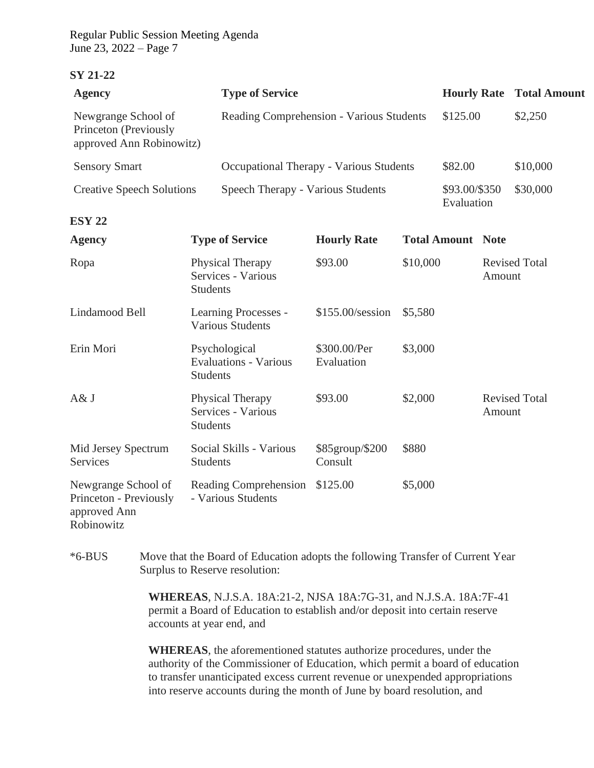**SY 21-22**

| Agency | Type of Service | Hourly Rate | Total Amount |
|---|---|---|---|
| Newgrange School of Princeton (Previously approved Ann Robinowitz) | Reading Comprehension - Various Students | $125.00 | $2,250 |
| Sensory Smart | Occupational Therapy - Various Students | $82.00 | $10,000 |
| Creative Speech Solutions | Speech Therapy - Various Students | $93.00/$350 Evaluation | $30,000 |

**ESY 22**

| Agency | Type of Service | Hourly Rate | Total Amount | Note |
|---|---|---|---|---|
| Ropa | Physical Therapy Services - Various Students | $93.00 | $10,000 | Revised Total Amount |
| Lindamood Bell | Learning Processes - Various Students | $155.00/session | $5,580 | |
| Erin Mori | Psychological Evaluations - Various Students | $300.00/Per Evaluation | $3,000 | |
| A& J | Physical Therapy Services - Various Students | $93.00 | $2,000 | Revised Total Amount |
| Mid Jersey Spectrum Services | Social Skills - Various Students | $85group/$200 Consult | $880 | |
| Newgrange School of Princeton - Previously approved Ann Robinowitz | Reading Comprehension - Various Students | $125.00 | $5,000 | |

*6-BUS Move that the Board of Education adopts the following Transfer of Current Year Surplus to Reserve resolution:

**WHEREAS**, N.J.S.A. 18A:21-2, NJSA 18A:7G-31, and N.J.S.A. 18A:7F-41 permit a Board of Education to establish and/or deposit into certain reserve accounts at year end, and

**WHEREAS**, the aforementioned statutes authorize procedures, under the authority of the Commissioner of Education, which permit a board of education to transfer unanticipated excess current revenue or unexpended appropriations into reserve accounts during the month of June by board resolution, and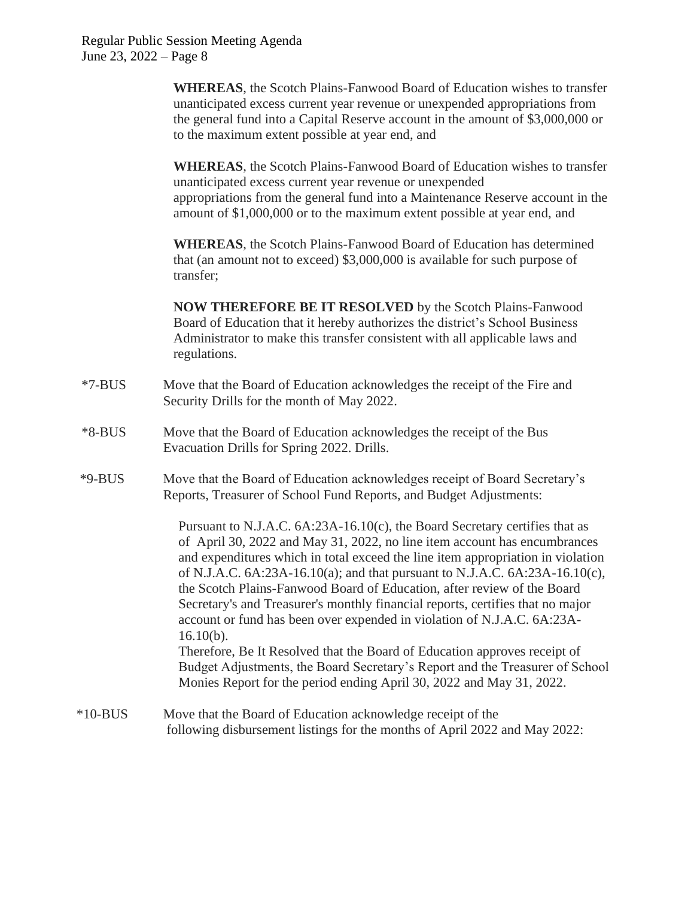**WHEREAS**, the Scotch Plains-Fanwood Board of Education wishes to transfer unanticipated excess current year revenue or unexpended appropriations from the general fund into a Capital Reserve account in the amount of $3,000,000 or to the maximum extent possible at year end, and

**WHEREAS**, the Scotch Plains-Fanwood Board of Education wishes to transfer unanticipated excess current year revenue or unexpended appropriations from the general fund into a Maintenance Reserve account in the amount of $1,000,000 or to the maximum extent possible at year end, and

**WHEREAS**, the Scotch Plains-Fanwood Board of Education has determined that (an amount not to exceed) $3,000,000 is available for such purpose of transfer;

**NOW THEREFORE BE IT RESOLVED** by the Scotch Plains-Fanwood Board of Education that it hereby authorizes the district's School Business Administrator to make this transfer consistent with all applicable laws and regulations.

*7-BUS Move that the Board of Education acknowledges the receipt of the Fire and Security Drills for the month of May 2022.

*8-BUS Move that the Board of Education acknowledges the receipt of the Bus Evacuation Drills for Spring 2022. Drills.

*9-BUS Move that the Board of Education acknowledges receipt of Board Secretary's Reports, Treasurer of School Fund Reports, and Budget Adjustments:

Pursuant to N.J.A.C. 6A:23A-16.10(c), the Board Secretary certifies that as of April 30, 2022 and May 31, 2022, no line item account has encumbrances and expenditures which in total exceed the line item appropriation in violation of N.J.A.C. 6A:23A-16.10(a); and that pursuant to N.J.A.C. 6A:23A-16.10(c), the Scotch Plains-Fanwood Board of Education, after review of the Board Secretary's and Treasurer's monthly financial reports, certifies that no major account or fund has been over expended in violation of N.J.A.C. 6A:23A-16.10(b).
Therefore, Be It Resolved that the Board of Education approves receipt of Budget Adjustments, the Board Secretary's Report and the Treasurer of School Monies Report for the period ending April 30, 2022 and May 31, 2022.

*10-BUS Move that the Board of Education acknowledge receipt of the following disbursement listings for the months of April 2022 and May 2022: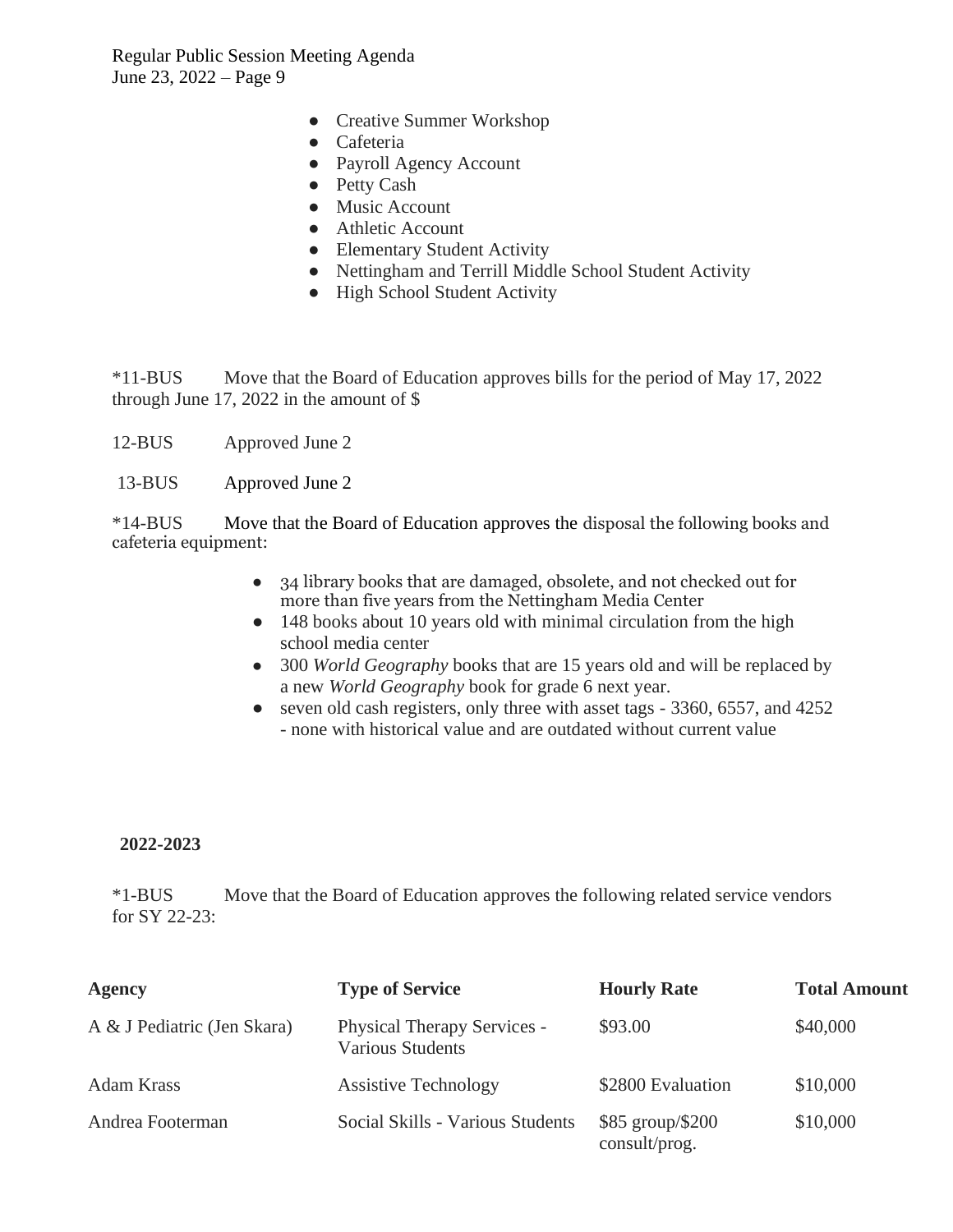- Creative Summer Workshop
- Cafeteria
- Payroll Agency Account
- Petty Cash
- Music Account
- Athletic Account
- Elementary Student Activity
- Nettingham and Terrill Middle School Student Activity
- High School Student Activity

*11-BUS Move that the Board of Education approves bills for the period of May 17, 2022 through June 17, 2022 in the amount of $

12-BUS Approved June 2

13-BUS Approved June 2

*14-BUS Move that the Board of Education approves the disposal the following books and cafeteria equipment:

- 34 library books that are damaged, obsolete, and not checked out for more than five years from the Nettingham Media Center
- 148 books about 10 years old with minimal circulation from the high school media center
- 300 *World Geography* books that are 15 years old and will be replaced by a new *World Geography* book for grade 6 next year.
- seven old cash registers, only three with asset tags - 3360, 6557, and 4252 - none with historical value and are outdated without current value

**2022-2023**

*1-BUS Move that the Board of Education approves the following related service vendors for SY 22-23:

| Agency | Type of Service | Hourly Rate | Total Amount |
|---|---|---|---|
| A & J Pediatric (Jen Skara) | Physical Therapy Services - Various Students | $93.00 | $40,000 |
| Adam Krass | Assistive Technology | $2800 Evaluation | $10,000 |
| Andrea Footerman | Social Skills - Various Students | $85 group/$200 consult/prog. | $10,000 |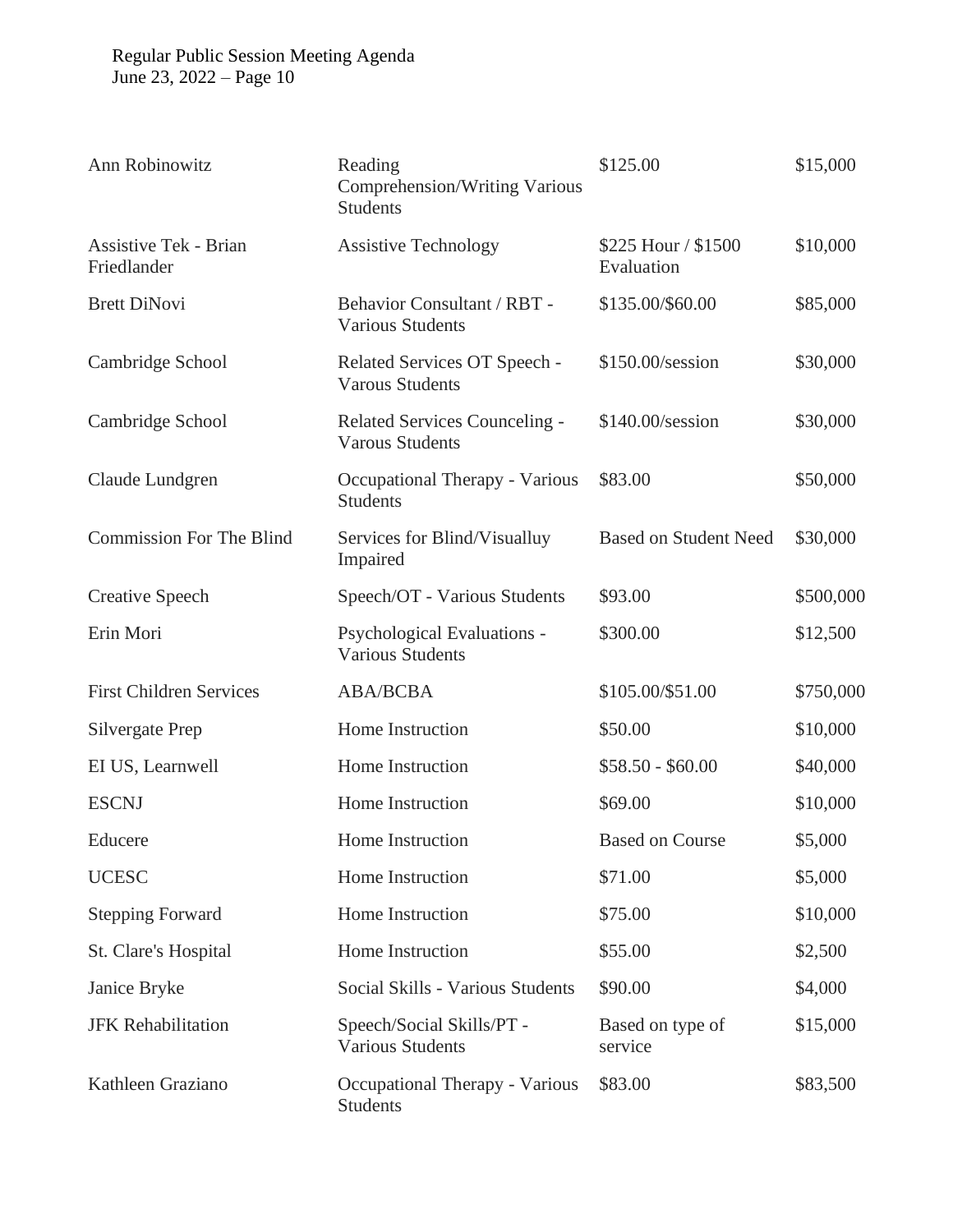| | | | |
|---|---|---|---|
| Ann Robinowitz | Reading Comprehension/Writing Various Students | \$125.00 | \$15,000 |
| Assistive Tek - Brian Friedlander | Assistive Technology | \$225 Hour / \$1500 Evaluation | \$10,000 |
| Brett DiNovi | Behavior Consultant / RBT - Various Students | \$135.00/\$60.00 | \$85,000 |
| Cambridge School | Related Services OT Speech - Varous Students | \$150.00/session | \$30,000 |
| Cambridge School | Related Services Counceling - Varous Students | \$140.00/session | \$30,000 |
| Claude Lundgren | Occupational Therapy - Various Students | \$83.00 | \$50,000 |
| Commission For The Blind | Services for Blind/Visualluy Impaired | Based on Student Need | \$30,000 |
| Creative Speech | Speech/OT - Various Students | \$93.00 | \$500,000 |
| Erin Mori | Psychological Evaluations - Various Students | \$300.00 | \$12,500 |
| First Children Services | ABA/BCBA | \$105.00/\$51.00 | \$750,000 |
| Silvergate Prep | Home Instruction | \$50.00 | \$10,000 |
| EI US, Learnwell | Home Instruction | \$58.50 - \$60.00 | \$40,000 |
| ESCNJ | Home Instruction | \$69.00 | \$10,000 |
| Educere | Home Instruction | Based on Course | \$5,000 |
| UCESC | Home Instruction | \$71.00 | \$5,000 |
| Stepping Forward | Home Instruction | \$75.00 | \$10,000 |
| St. Clare's Hospital | Home Instruction | \$55.00 | \$2,500 |
| Janice Bryke | Social Skills - Various Students | \$90.00 | \$4,000 |
| JFK Rehabilitation | Speech/Social Skills/PT - Various Students | Based on type of service | \$15,000 |
| Kathleen Graziano | Occupational Therapy - Various Students | \$83.00 | \$83,500 |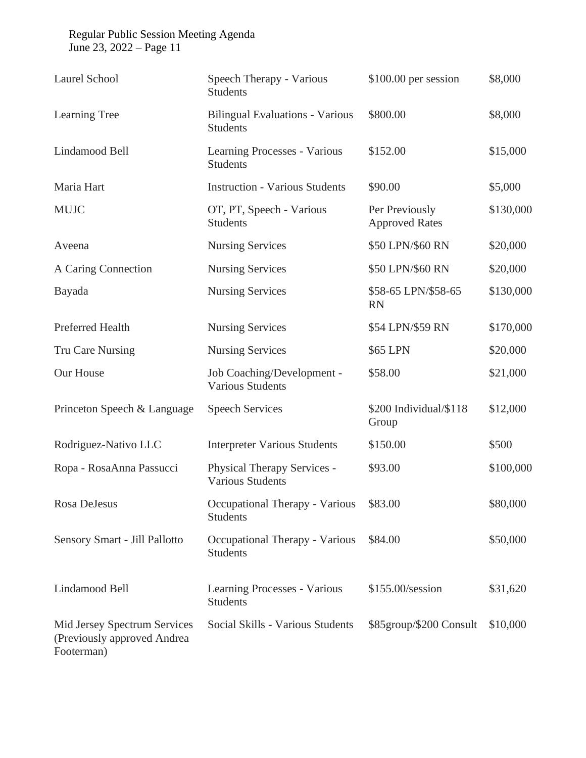| Laurel School | Speech Therapy - Various Students | $100.00 per session | $8,000 |
|---|---|---|---|
| Learning Tree | Bilingual Evaluations - Various Students | $800.00 | $8,000 |
| Lindamood Bell | Learning Processes - Various Students | $152.00 | $15,000 |
| Maria Hart | Instruction - Various Students | $90.00 | $5,000 |
| MUJC | OT, PT, Speech - Various Students | Per Previously Approved Rates | $130,000 |
| Aveena | Nursing Services | $50 LPN/$60 RN | $20,000 |
| A Caring Connection | Nursing Services | $50 LPN/$60 RN | $20,000 |
| Bayada | Nursing Services | $58-65 LPN/$58-65 RN | $130,000 |
| Preferred Health | Nursing Services | $54 LPN/$59 RN | $170,000 |
| Tru Care Nursing | Nursing Services | $65 LPN | $20,000 |
| Our House | Job Coaching/Development - Various Students | $58.00 | $21,000 |
| Princeton Speech & Language | Speech Services | $200 Individual/$118 Group | $12,000 |
| Rodriguez-Nativo LLC | Interpreter Various Students | $150.00 | $500 |
| Ropa - RosaAnna Passucci | Physical Therapy Services - Various Students | $93.00 | $100,000 |
| Rosa DeJesus | Occupational Therapy - Various Students | $83.00 | $80,000 |
| Sensory Smart - Jill Pallotto | Occupational Therapy - Various Students | $84.00 | $50,000 |
| Lindamood Bell | Learning Processes - Various Students | $155.00/session | $31,620 |
| Mid Jersey Spectrum Services (Previously approved Andrea Footerman) | Social Skills - Various Students | $85group/$200 Consult | $10,000 |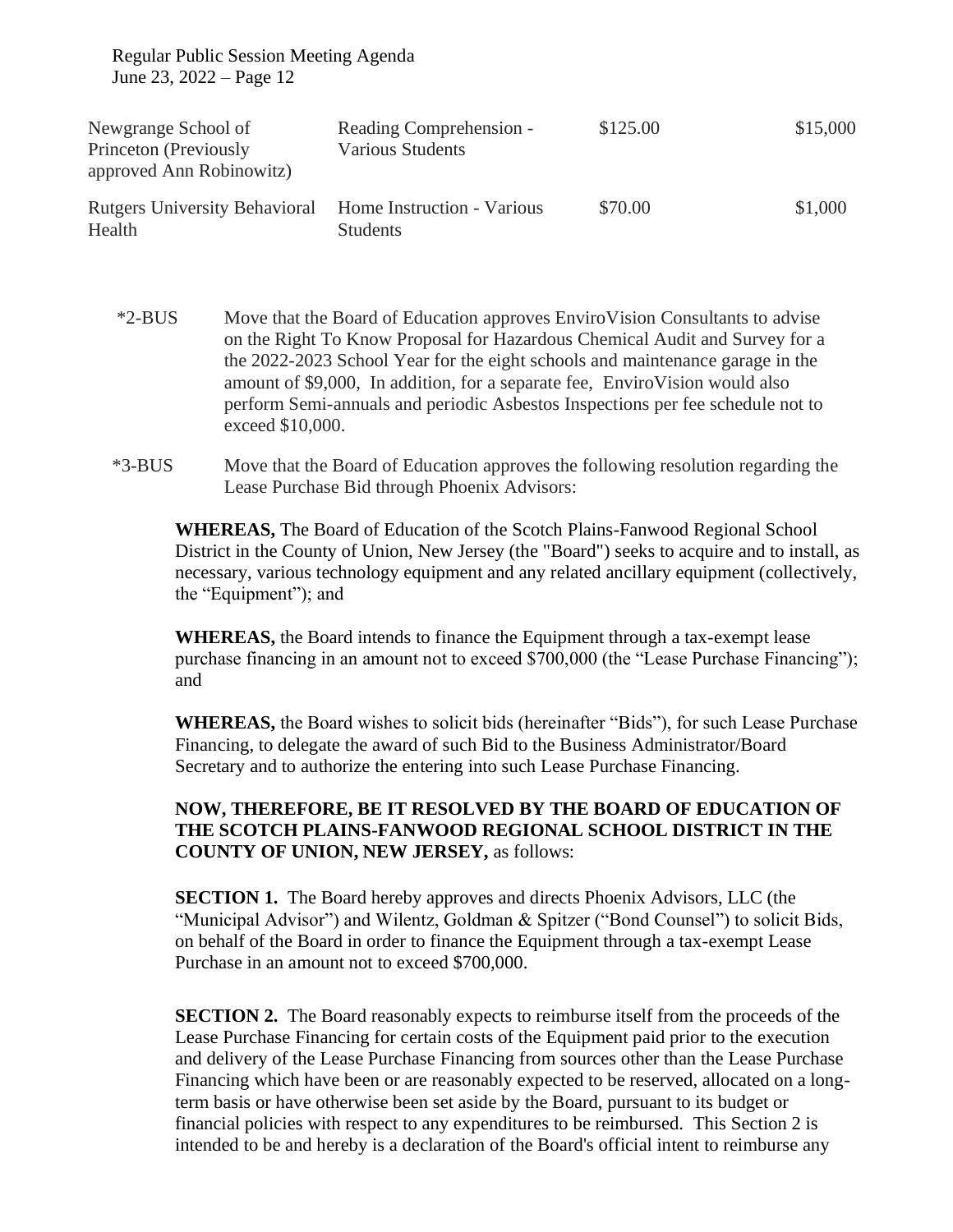| Newgrange School of Princeton (Previously approved Ann Robinowitz) | Reading Comprehension - Various Students | $125.00 | $15,000 |
|---|---|---|---|
| Rutgers University Behavioral Health | Home Instruction - Various Students | $70.00 | $1,000 |

*2-BUS Move that the Board of Education approves EnviroVision Consultants to advise on the Right To Know Proposal for Hazardous Chemical Audit and Survey for a the 2022-2023 School Year for the eight schools and maintenance garage in the amount of $9,000, In addition, for a separate fee, EnviroVision would also perform Semi-annuals and periodic Asbestos Inspections per fee schedule not to exceed $10,000.

*3-BUS Move that the Board of Education approves the following resolution regarding the Lease Purchase Bid through Phoenix Advisors:

**WHEREAS,** The Board of Education of the Scotch Plains-Fanwood Regional School District in the County of Union, New Jersey (the "Board") seeks to acquire and to install, as necessary, various technology equipment and any related ancillary equipment (collectively, the "Equipment"); and

**WHEREAS,** the Board intends to finance the Equipment through a tax-exempt lease purchase financing in an amount not to exceed $700,000 (the "Lease Purchase Financing"); and

**WHEREAS,** the Board wishes to solicit bids (hereinafter "Bids"), for such Lease Purchase Financing, to delegate the award of such Bid to the Business Administrator/Board Secretary and to authorize the entering into such Lease Purchase Financing.

**NOW, THEREFORE, BE IT RESOLVED BY THE BOARD OF EDUCATION OF THE SCOTCH PLAINS-FANWOOD REGIONAL SCHOOL DISTRICT IN THE COUNTY OF UNION, NEW JERSEY,** as follows:

**SECTION 1.** The Board hereby approves and directs Phoenix Advisors, LLC (the "Municipal Advisor") and Wilentz, Goldman & Spitzer ("Bond Counsel") to solicit Bids, on behalf of the Board in order to finance the Equipment through a tax-exempt Lease Purchase in an amount not to exceed $700,000.

**SECTION 2.** The Board reasonably expects to reimburse itself from the proceeds of the Lease Purchase Financing for certain costs of the Equipment paid prior to the execution and delivery of the Lease Purchase Financing from sources other than the Lease Purchase Financing which have been or are reasonably expected to be reserved, allocated on a long-term basis or have otherwise been set aside by the Board, pursuant to its budget or financial policies with respect to any expenditures to be reimbursed. This Section 2 is intended to be and hereby is a declaration of the Board's official intent to reimburse any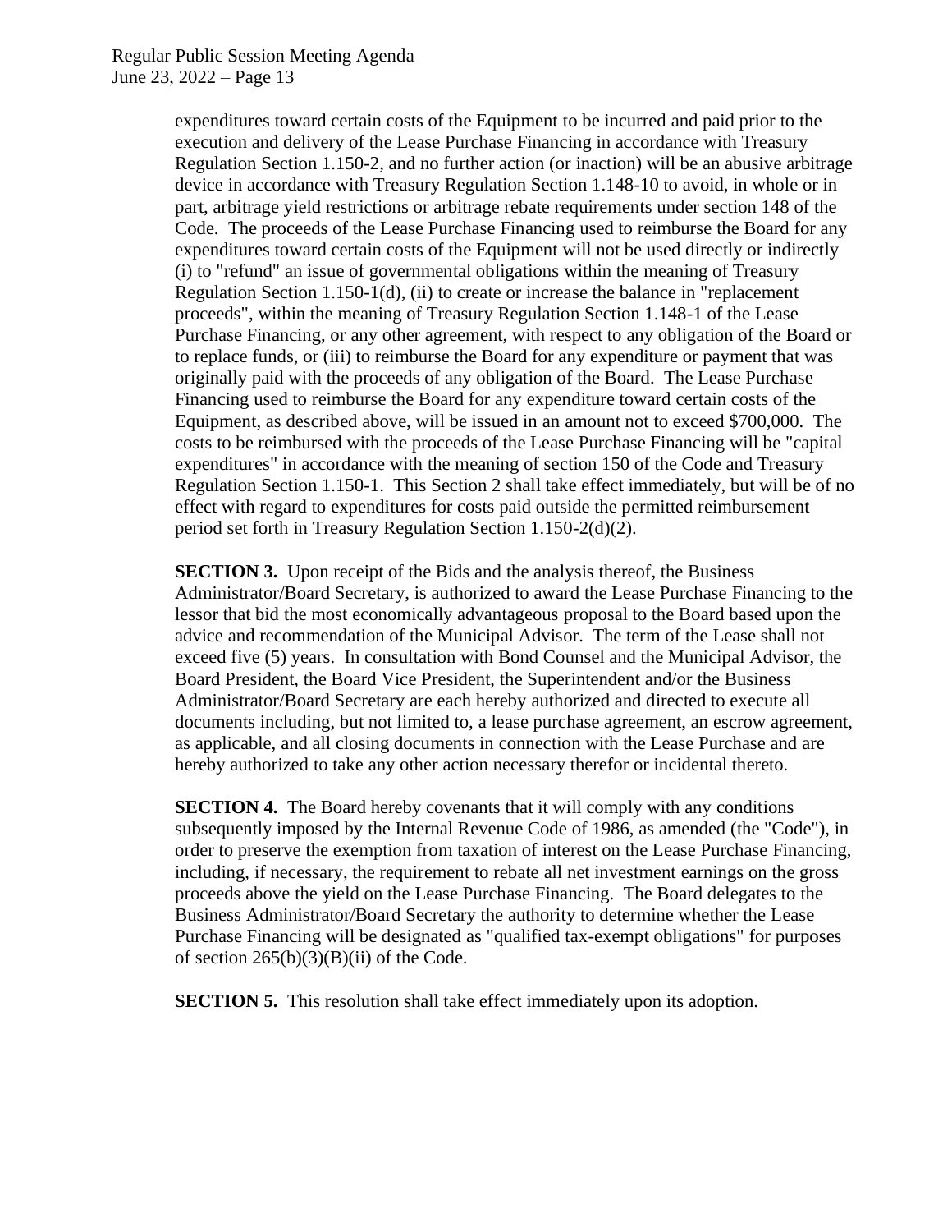expenditures toward certain costs of the Equipment to be incurred and paid prior to the execution and delivery of the Lease Purchase Financing in accordance with Treasury Regulation Section 1.150-2, and no further action (or inaction) will be an abusive arbitrage device in accordance with Treasury Regulation Section 1.148-10 to avoid, in whole or in part, arbitrage yield restrictions or arbitrage rebate requirements under section 148 of the Code. The proceeds of the Lease Purchase Financing used to reimburse the Board for any expenditures toward certain costs of the Equipment will not be used directly or indirectly (i) to "refund" an issue of governmental obligations within the meaning of Treasury Regulation Section 1.150-1(d), (ii) to create or increase the balance in "replacement proceeds", within the meaning of Treasury Regulation Section 1.148-1 of the Lease Purchase Financing, or any other agreement, with respect to any obligation of the Board or to replace funds, or (iii) to reimburse the Board for any expenditure or payment that was originally paid with the proceeds of any obligation of the Board. The Lease Purchase Financing used to reimburse the Board for any expenditure toward certain costs of the Equipment, as described above, will be issued in an amount not to exceed $700,000. The costs to be reimbursed with the proceeds of the Lease Purchase Financing will be "capital expenditures" in accordance with the meaning of section 150 of the Code and Treasury Regulation Section 1.150-1. This Section 2 shall take effect immediately, but will be of no effect with regard to expenditures for costs paid outside the permitted reimbursement period set forth in Treasury Regulation Section 1.150-2(d)(2).

**SECTION 3.** Upon receipt of the Bids and the analysis thereof, the Business Administrator/Board Secretary, is authorized to award the Lease Purchase Financing to the lessor that bid the most economically advantageous proposal to the Board based upon the advice and recommendation of the Municipal Advisor. The term of the Lease shall not exceed five (5) years. In consultation with Bond Counsel and the Municipal Advisor, the Board President, the Board Vice President, the Superintendent and/or the Business Administrator/Board Secretary are each hereby authorized and directed to execute all documents including, but not limited to, a lease purchase agreement, an escrow agreement, as applicable, and all closing documents in connection with the Lease Purchase and are hereby authorized to take any other action necessary therefor or incidental thereto.

**SECTION 4.** The Board hereby covenants that it will comply with any conditions subsequently imposed by the Internal Revenue Code of 1986, as amended (the "Code"), in order to preserve the exemption from taxation of interest on the Lease Purchase Financing, including, if necessary, the requirement to rebate all net investment earnings on the gross proceeds above the yield on the Lease Purchase Financing. The Board delegates to the Business Administrator/Board Secretary the authority to determine whether the Lease Purchase Financing will be designated as "qualified tax-exempt obligations" for purposes of section 265(b)(3)(B)(ii) of the Code.

**SECTION 5.** This resolution shall take effect immediately upon its adoption.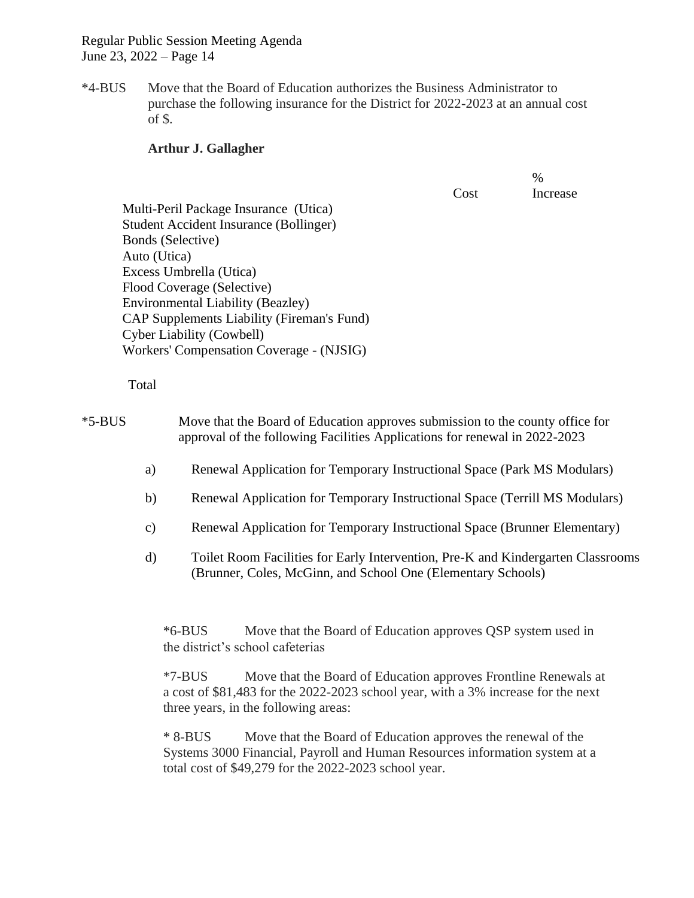*4-BUS Move that the Board of Education authorizes the Business Administrator to purchase the following insurance for the District for 2022-2023 at an annual cost of $.

**Arthur J. Gallagher**

| | Cost | % Increase |
|---|---|---|
| Multi-Peril Package Insurance (Utica) | | |
| Student Accident Insurance (Bollinger) | | |
| Bonds (Selective) | | |
| Auto (Utica) | | |
| Excess Umbrella (Utica) | | |
| Flood Coverage (Selective) | | |
| Environmental Liability (Beazley) | | |
| CAP Supplements Liability (Fireman's Fund) | | |
| Cyber Liability (Cowbell) | | |
| Workers' Compensation Coverage - (NJSIG) | | |
| Total | | |

*5-BUS Move that the Board of Education approves submission to the county office for approval of the following Facilities Applications for renewal in 2022-2023

a) Renewal Application for Temporary Instructional Space (Park MS Modulars)

b) Renewal Application for Temporary Instructional Space (Terrill MS Modulars)

c) Renewal Application for Temporary Instructional Space (Brunner Elementary)

d) Toilet Room Facilities for Early Intervention, Pre-K and Kindergarten Classrooms (Brunner, Coles, McGinn, and School One (Elementary Schools)

*6-BUS Move that the Board of Education approves QSP system used in the district's school cafeterias

*7-BUS Move that the Board of Education approves Frontline Renewals at a cost of $81,483 for the 2022-2023 school year, with a 3% increase for the next three years, in the following areas:

* 8-BUS Move that the Board of Education approves the renewal of the Systems 3000 Financial, Payroll and Human Resources information system at a total cost of $49,279 for the 2022-2023 school year.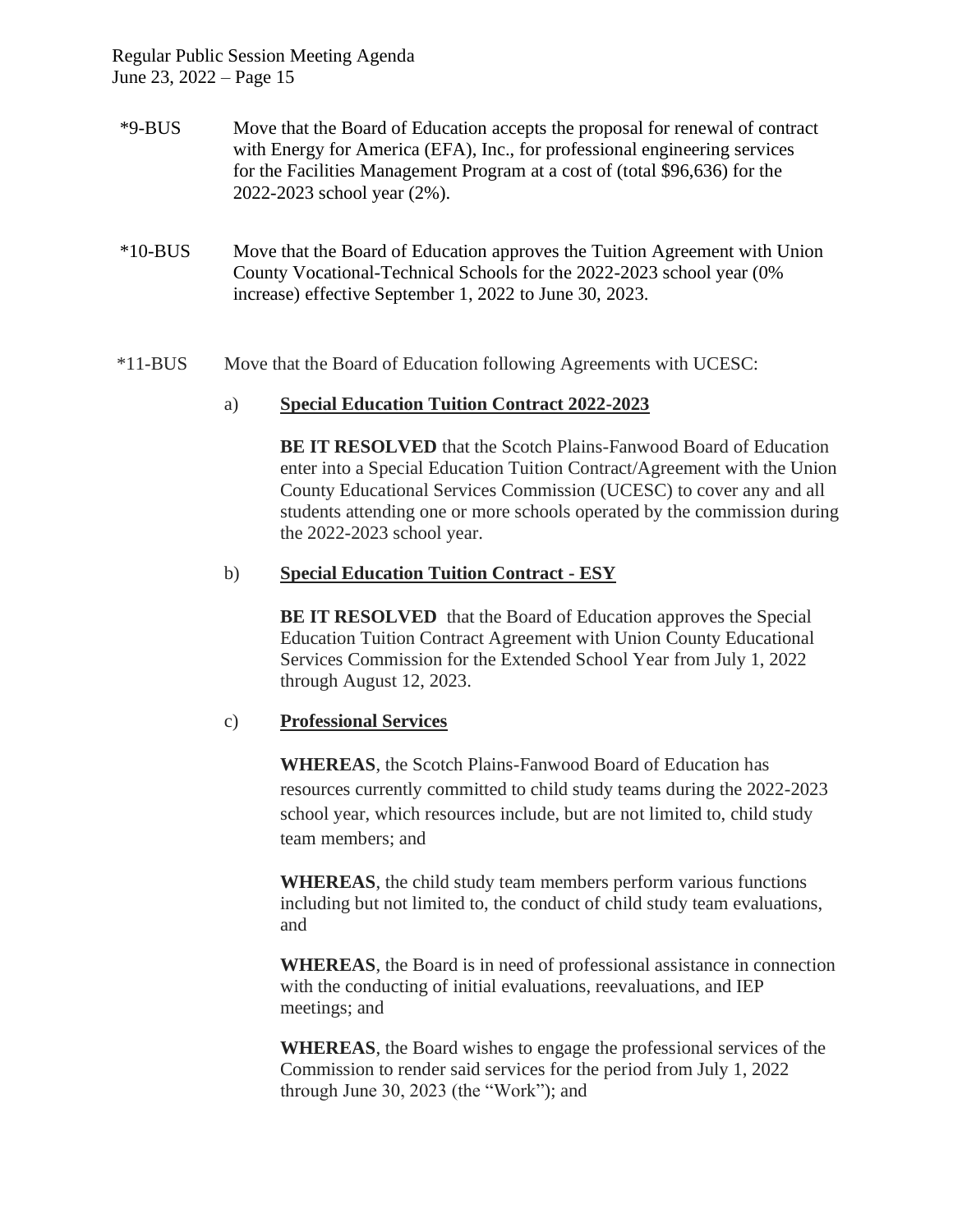*9-BUS Move that the Board of Education accepts the proposal for renewal of contract with Energy for America (EFA), Inc., for professional engineering services for the Facilities Management Program at a cost of (total $96,636) for the 2022-2023 school year (2%).

*10-BUS Move that the Board of Education approves the Tuition Agreement with Union County Vocational-Technical Schools for the 2022-2023 school year (0% increase) effective September 1, 2022 to June 30, 2023.

*11-BUS Move that the Board of Education following Agreements with UCESC:

a) **Special Education Tuition Contract 2022-2023**

**BE IT RESOLVED** that the Scotch Plains-Fanwood Board of Education enter into a Special Education Tuition Contract/Agreement with the Union County Educational Services Commission (UCESC) to cover any and all students attending one or more schools operated by the commission during the 2022-2023 school year.

b) **Special Education Tuition Contract - ESY**

**BE IT RESOLVED** that the Board of Education approves the Special Education Tuition Contract Agreement with Union County Educational Services Commission for the Extended School Year from July 1, 2022 through August 12, 2023.

c) **Professional Services**

**WHEREAS**, the Scotch Plains-Fanwood Board of Education has resources currently committed to child study teams during the 2022-2023 school year, which resources include, but are not limited to, child study team members; and

**WHEREAS**, the child study team members perform various functions including but not limited to, the conduct of child study team evaluations, and

**WHEREAS**, the Board is in need of professional assistance in connection with the conducting of initial evaluations, reevaluations, and IEP meetings; and

**WHEREAS**, the Board wishes to engage the professional services of the Commission to render said services for the period from July 1, 2022 through June 30, 2023 (the "Work"); and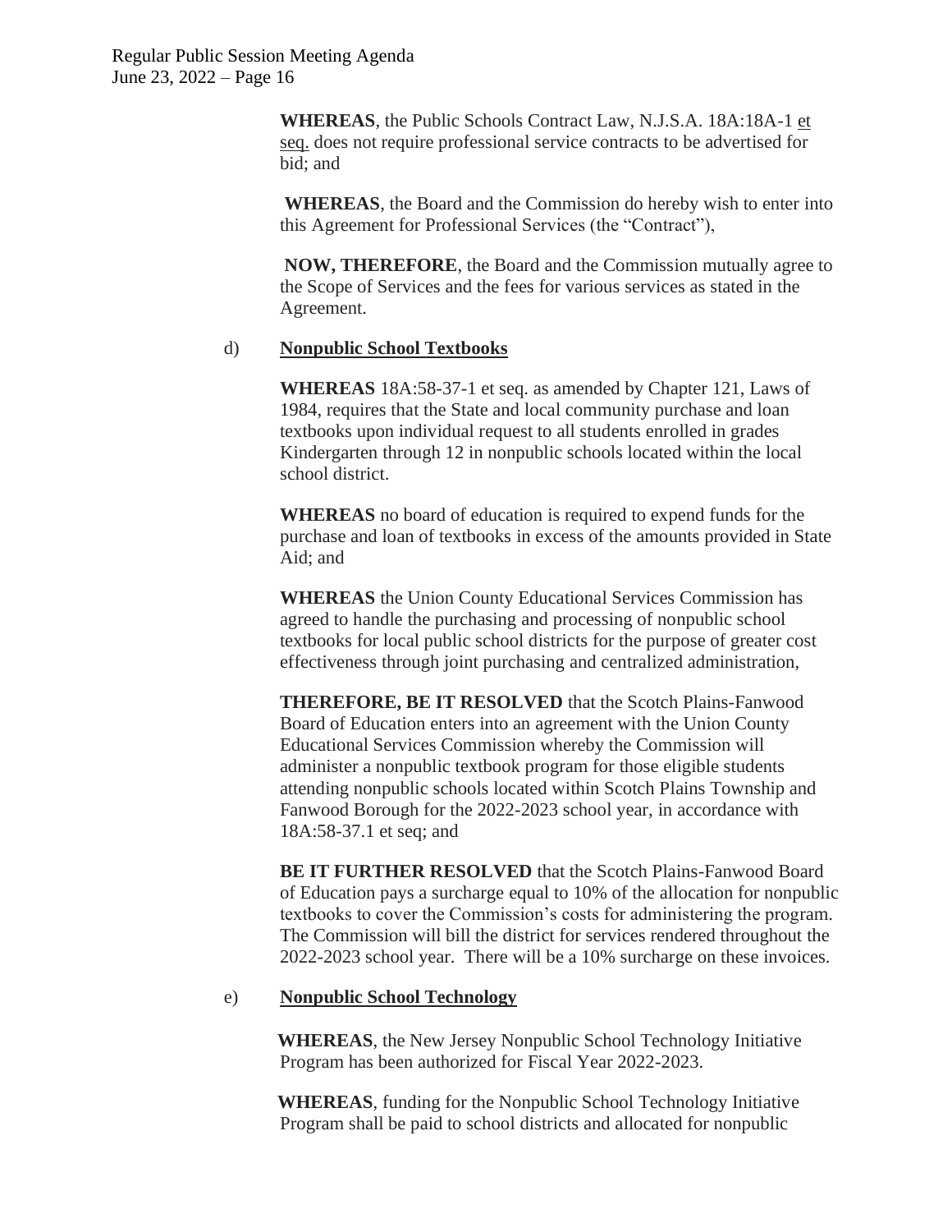**WHEREAS**, the Public Schools Contract Law, N.J.S.A. 18A:18A-1 et seq. does not require professional service contracts to be advertised for bid; and

**WHEREAS**, the Board and the Commission do hereby wish to enter into this Agreement for Professional Services (the "Contract"),

**NOW, THEREFORE**, the Board and the Commission mutually agree to the Scope of Services and the fees for various services as stated in the Agreement.

d) **Nonpublic School Textbooks**

**WHEREAS** 18A:58-37-1 et seq. as amended by Chapter 121, Laws of 1984, requires that the State and local community purchase and loan textbooks upon individual request to all students enrolled in grades Kindergarten through 12 in nonpublic schools located within the local school district.

**WHEREAS** no board of education is required to expend funds for the purchase and loan of textbooks in excess of the amounts provided in State Aid; and

**WHEREAS** the Union County Educational Services Commission has agreed to handle the purchasing and processing of nonpublic school textbooks for local public school districts for the purpose of greater cost effectiveness through joint purchasing and centralized administration,

**THEREFORE, BE IT RESOLVED** that the Scotch Plains-Fanwood Board of Education enters into an agreement with the Union County Educational Services Commission whereby the Commission will administer a nonpublic textbook program for those eligible students attending nonpublic schools located within Scotch Plains Township and Fanwood Borough for the 2022-2023 school year, in accordance with 18A:58-37.1 et seq; and

**BE IT FURTHER RESOLVED** that the Scotch Plains-Fanwood Board of Education pays a surcharge equal to 10% of the allocation for nonpublic textbooks to cover the Commission's costs for administering the program. The Commission will bill the district for services rendered throughout the 2022-2023 school year. There will be a 10% surcharge on these invoices.

e) **Nonpublic School Technology**

**WHEREAS**, the New Jersey Nonpublic School Technology Initiative Program has been authorized for Fiscal Year 2022-2023.

**WHEREAS**, funding for the Nonpublic School Technology Initiative Program shall be paid to school districts and allocated for nonpublic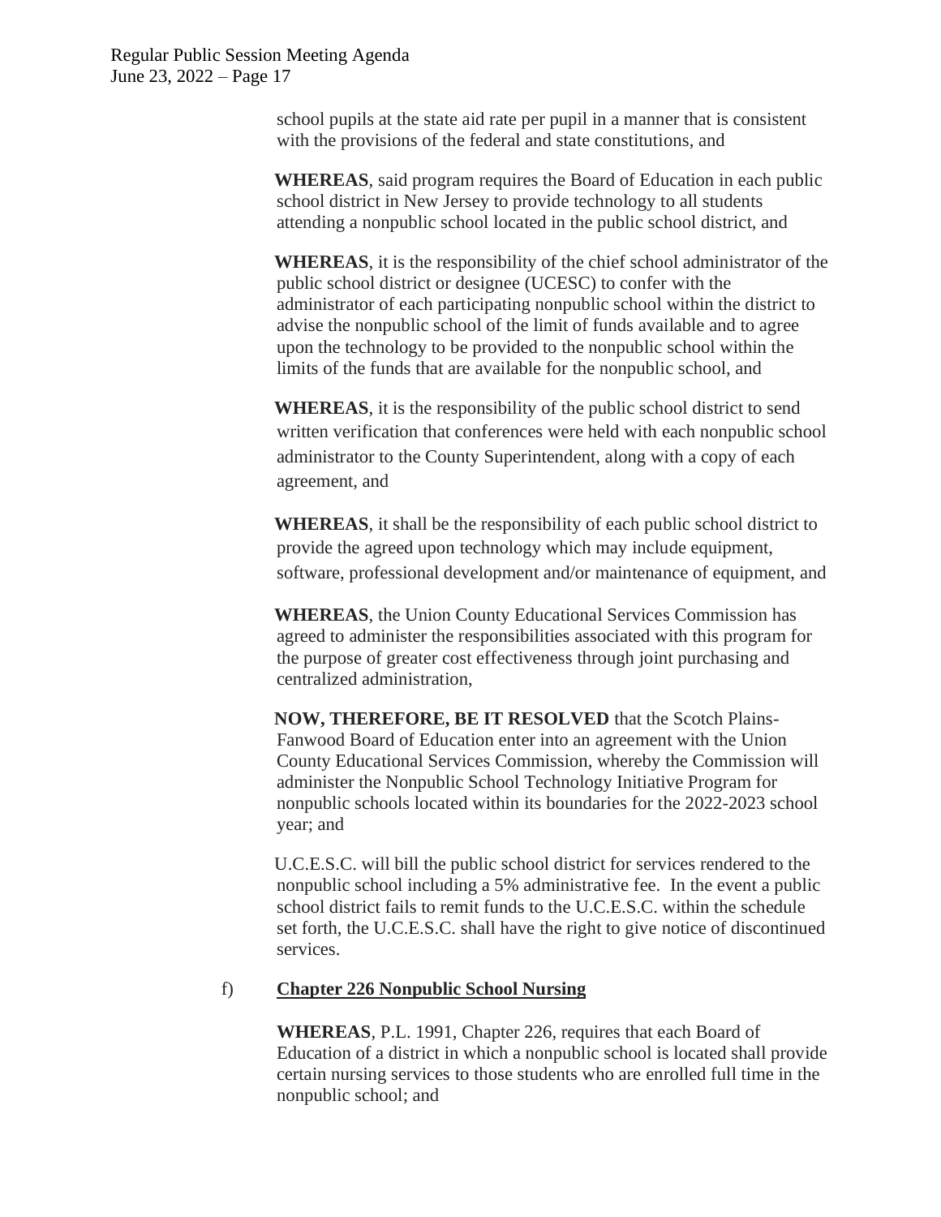school pupils at the state aid rate per pupil in a manner that is consistent with the provisions of the federal and state constitutions, and

**WHEREAS**, said program requires the Board of Education in each public school district in New Jersey to provide technology to all students attending a nonpublic school located in the public school district, and

**WHEREAS**, it is the responsibility of the chief school administrator of the public school district or designee (UCESC) to confer with the administrator of each participating nonpublic school within the district to advise the nonpublic school of the limit of funds available and to agree upon the technology to be provided to the nonpublic school within the limits of the funds that are available for the nonpublic school, and

**WHEREAS**, it is the responsibility of the public school district to send written verification that conferences were held with each nonpublic school administrator to the County Superintendent, along with a copy of each agreement, and

**WHEREAS**, it shall be the responsibility of each public school district to provide the agreed upon technology which may include equipment, software, professional development and/or maintenance of equipment, and

**WHEREAS**, the Union County Educational Services Commission has agreed to administer the responsibilities associated with this program for the purpose of greater cost effectiveness through joint purchasing and centralized administration,

**NOW, THEREFORE, BE IT RESOLVED** that the Scotch Plains-Fanwood Board of Education enter into an agreement with the Union County Educational Services Commission, whereby the Commission will administer the Nonpublic School Technology Initiative Program for nonpublic schools located within its boundaries for the 2022-2023 school year; and

U.C.E.S.C. will bill the public school district for services rendered to the nonpublic school including a 5% administrative fee. In the event a public school district fails to remit funds to the U.C.E.S.C. within the schedule set forth, the U.C.E.S.C. shall have the right to give notice of discontinued services.

f) **Chapter 226 Nonpublic School Nursing**

**WHEREAS**, P.L. 1991, Chapter 226, requires that each Board of Education of a district in which a nonpublic school is located shall provide certain nursing services to those students who are enrolled full time in the nonpublic school; and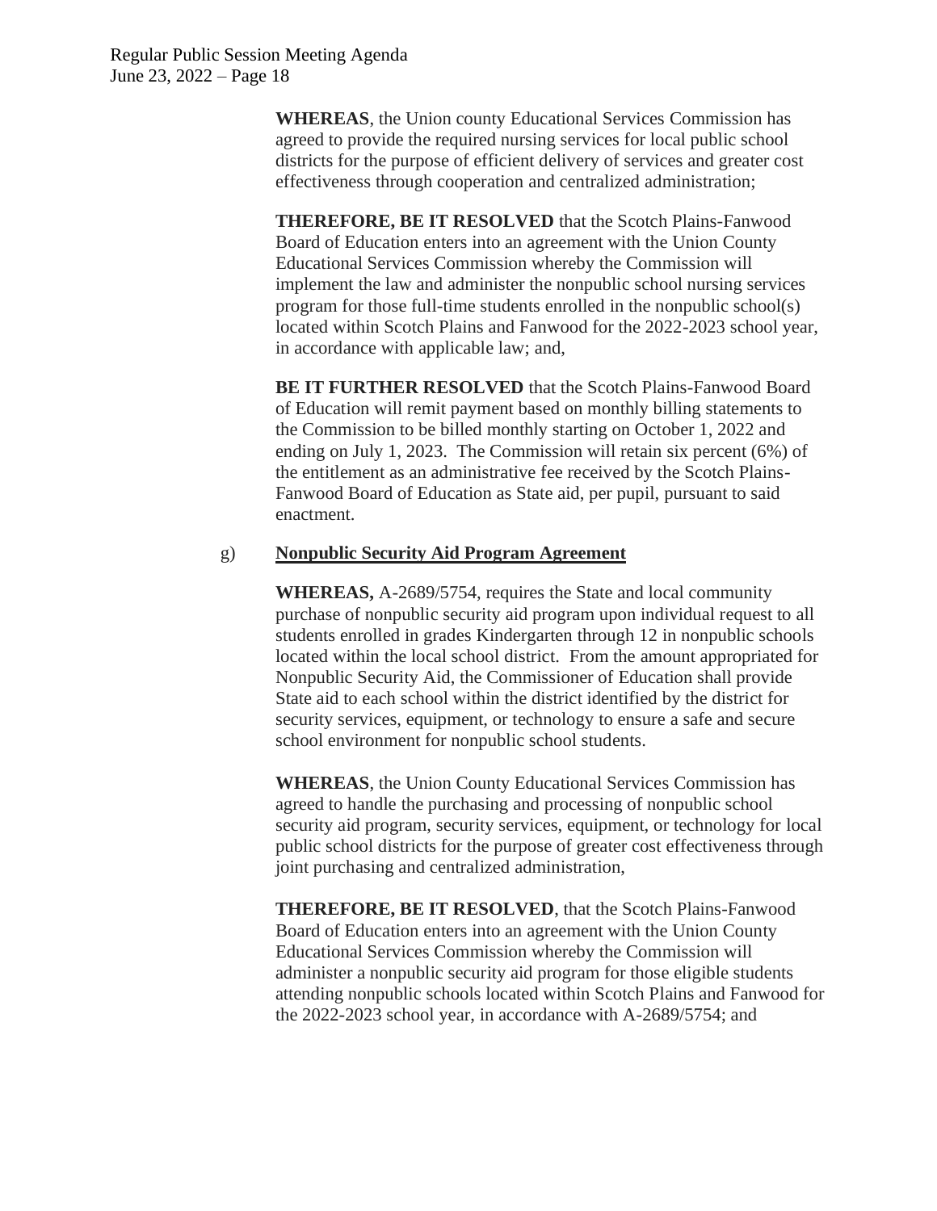**WHEREAS**, the Union county Educational Services Commission has agreed to provide the required nursing services for local public school districts for the purpose of efficient delivery of services and greater cost effectiveness through cooperation and centralized administration;

**THEREFORE, BE IT RESOLVED** that the Scotch Plains-Fanwood Board of Education enters into an agreement with the Union County Educational Services Commission whereby the Commission will implement the law and administer the nonpublic school nursing services program for those full-time students enrolled in the nonpublic school(s) located within Scotch Plains and Fanwood for the 2022-2023 school year, in accordance with applicable law; and,

**BE IT FURTHER RESOLVED** that the Scotch Plains-Fanwood Board of Education will remit payment based on monthly billing statements to the Commission to be billed monthly starting on October 1, 2022 and ending on July 1, 2023. The Commission will retain six percent (6%) of the entitlement as an administrative fee received by the Scotch Plains-Fanwood Board of Education as State aid, per pupil, pursuant to said enactment.

g) **Nonpublic Security Aid Program Agreement**

**WHEREAS,** A-2689/5754, requires the State and local community purchase of nonpublic security aid program upon individual request to all students enrolled in grades Kindergarten through 12 in nonpublic schools located within the local school district. From the amount appropriated for Nonpublic Security Aid, the Commissioner of Education shall provide State aid to each school within the district identified by the district for security services, equipment, or technology to ensure a safe and secure school environment for nonpublic school students.

**WHEREAS**, the Union County Educational Services Commission has agreed to handle the purchasing and processing of nonpublic school security aid program, security services, equipment, or technology for local public school districts for the purpose of greater cost effectiveness through joint purchasing and centralized administration,

**THEREFORE, BE IT RESOLVED**, that the Scotch Plains-Fanwood Board of Education enters into an agreement with the Union County Educational Services Commission whereby the Commission will administer a nonpublic security aid program for those eligible students attending nonpublic schools located within Scotch Plains and Fanwood for the 2022-2023 school year, in accordance with A-2689/5754; and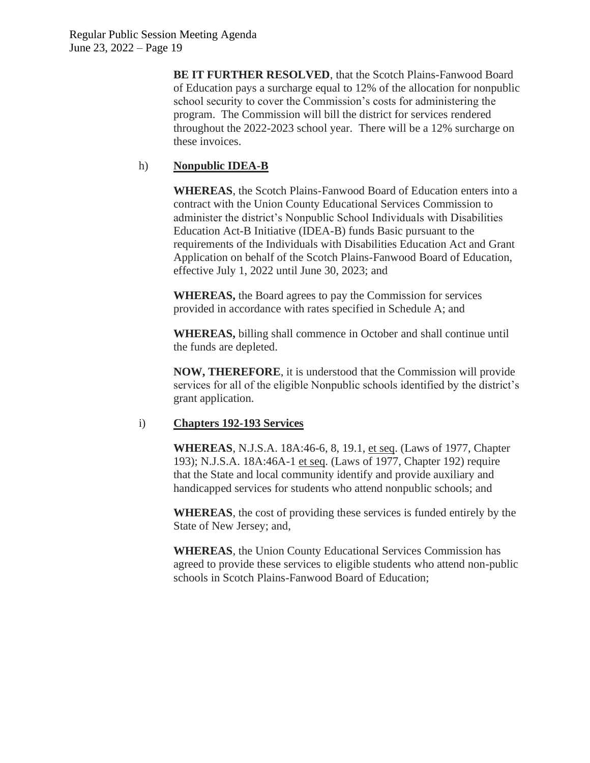**BE IT FURTHER RESOLVED**, that the Scotch Plains-Fanwood Board of Education pays a surcharge equal to 12% of the allocation for nonpublic school security to cover the Commission's costs for administering the program. The Commission will bill the district for services rendered throughout the 2022-2023 school year. There will be a 12% surcharge on these invoices.

h) **Nonpublic IDEA-B**

**WHEREAS**, the Scotch Plains-Fanwood Board of Education enters into a contract with the Union County Educational Services Commission to administer the district's Nonpublic School Individuals with Disabilities Education Act-B Initiative (IDEA-B) funds Basic pursuant to the requirements of the Individuals with Disabilities Education Act and Grant Application on behalf of the Scotch Plains-Fanwood Board of Education, effective July 1, 2022 until June 30, 2023; and

**WHEREAS,** the Board agrees to pay the Commission for services provided in accordance with rates specified in Schedule A; and

**WHEREAS,** billing shall commence in October and shall continue until the funds are depleted.

**NOW, THEREFORE**, it is understood that the Commission will provide services for all of the eligible Nonpublic schools identified by the district's grant application.

i) **Chapters 192-193 Services**

**WHEREAS**, N.J.S.A. 18A:46-6, 8, 19.1, et seq. (Laws of 1977, Chapter 193); N.J.S.A. 18A:46A-1 et seq. (Laws of 1977, Chapter 192) require that the State and local community identify and provide auxiliary and handicapped services for students who attend nonpublic schools; and

**WHEREAS**, the cost of providing these services is funded entirely by the State of New Jersey; and,

**WHEREAS**, the Union County Educational Services Commission has agreed to provide these services to eligible students who attend non-public schools in Scotch Plains-Fanwood Board of Education;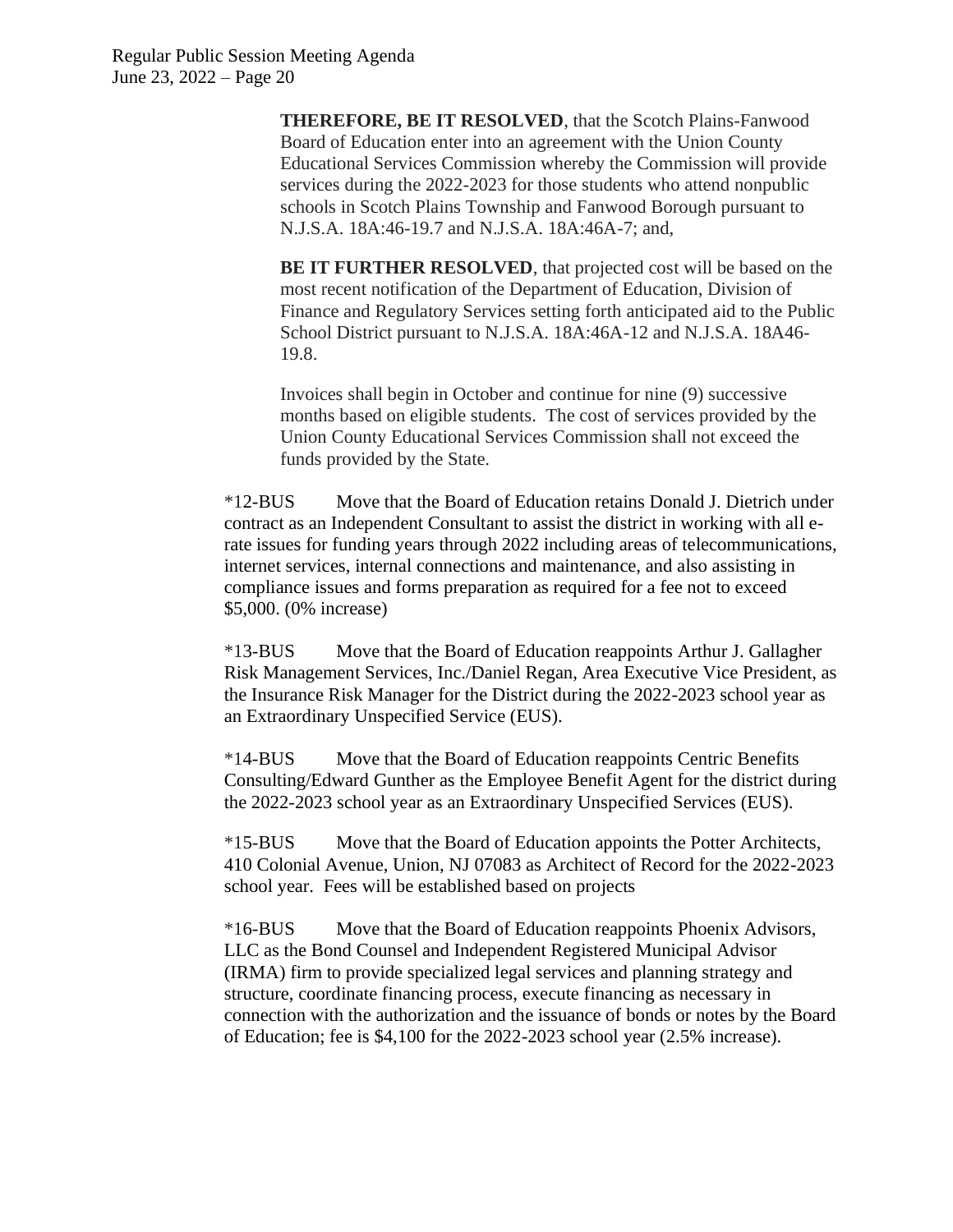**THEREFORE, BE IT RESOLVED**, that the Scotch Plains-Fanwood Board of Education enter into an agreement with the Union County Educational Services Commission whereby the Commission will provide services during the 2022-2023 for those students who attend nonpublic schools in Scotch Plains Township and Fanwood Borough pursuant to N.J.S.A. 18A:46-19.7 and N.J.S.A. 18A:46A-7; and,

**BE IT FURTHER RESOLVED**, that projected cost will be based on the most recent notification of the Department of Education, Division of Finance and Regulatory Services setting forth anticipated aid to the Public School District pursuant to N.J.S.A. 18A:46A-12 and N.J.S.A. 18A46-19.8.

Invoices shall begin in October and continue for nine (9) successive months based on eligible students. The cost of services provided by the Union County Educational Services Commission shall not exceed the funds provided by the State.

*12-BUS Move that the Board of Education retains Donald J. Dietrich under contract as an Independent Consultant to assist the district in working with all e-rate issues for funding years through 2022 including areas of telecommunications, internet services, internal connections and maintenance, and also assisting in compliance issues and forms preparation as required for a fee not to exceed $5,000. (0% increase)

*13-BUS Move that the Board of Education reappoints Arthur J. Gallagher Risk Management Services, Inc./Daniel Regan, Area Executive Vice President, as the Insurance Risk Manager for the District during the 2022-2023 school year as an Extraordinary Unspecified Service (EUS).

*14-BUS Move that the Board of Education reappoints Centric Benefits Consulting/Edward Gunther as the Employee Benefit Agent for the district during the 2022-2023 school year as an Extraordinary Unspecified Services (EUS).

*15-BUS Move that the Board of Education appoints the Potter Architects, 410 Colonial Avenue, Union, NJ 07083 as Architect of Record for the 2022-2023 school year. Fees will be established based on projects

*16-BUS Move that the Board of Education reappoints Phoenix Advisors, LLC as the Bond Counsel and Independent Registered Municipal Advisor (IRMA) firm to provide specialized legal services and planning strategy and structure, coordinate financing process, execute financing as necessary in connection with the authorization and the issuance of bonds or notes by the Board of Education; fee is $4,100 for the 2022-2023 school year (2.5% increase).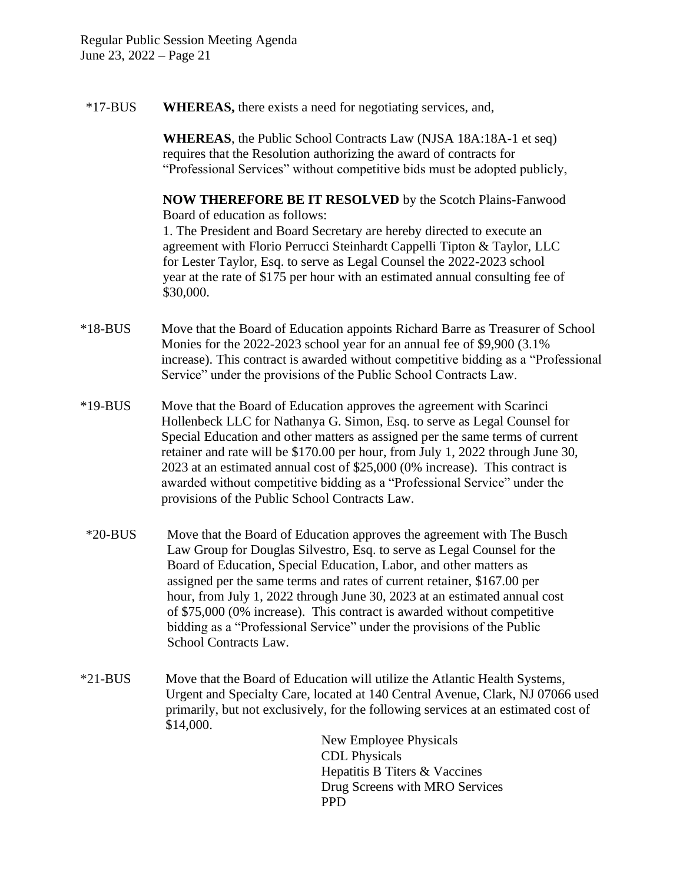*17-BUS **WHEREAS,** there exists a need for negotiating services, and,

**WHEREAS**, the Public School Contracts Law (NJSA 18A:18A-1 et seq) requires that the Resolution authorizing the award of contracts for "Professional Services" without competitive bids must be adopted publicly,

**NOW THEREFORE BE IT RESOLVED** by the Scotch Plains-Fanwood Board of education as follows:
1. The President and Board Secretary are hereby directed to execute an agreement with Florio Perrucci Steinhardt Cappelli Tipton & Taylor, LLC for Lester Taylor, Esq. to serve as Legal Counsel the 2022-2023 school year at the rate of $175 per hour with an estimated annual consulting fee of $30,000.

*18-BUS Move that the Board of Education appoints Richard Barre as Treasurer of School Monies for the 2022-2023 school year for an annual fee of $9,900 (3.1% increase). This contract is awarded without competitive bidding as a "Professional Service" under the provisions of the Public School Contracts Law.

*19-BUS Move that the Board of Education approves the agreement with Scarinci Hollenbeck LLC for Nathanya G. Simon, Esq. to serve as Legal Counsel for Special Education and other matters as assigned per the same terms of current retainer and rate will be $170.00 per hour, from July 1, 2022 through June 30, 2023 at an estimated annual cost of $25,000 (0% increase). This contract is awarded without competitive bidding as a "Professional Service" under the provisions of the Public School Contracts Law.

*20-BUS Move that the Board of Education approves the agreement with The Busch Law Group for Douglas Silvestro, Esq. to serve as Legal Counsel for the Board of Education, Special Education, Labor, and other matters as assigned per the same terms and rates of current retainer, $167.00 per hour, from July 1, 2022 through June 30, 2023 at an estimated annual cost of $75,000 (0% increase). This contract is awarded without competitive bidding as a "Professional Service" under the provisions of the Public School Contracts Law.

*21-BUS Move that the Board of Education will utilize the Atlantic Health Systems, Urgent and Specialty Care, located at 140 Central Avenue, Clark, NJ 07066 used primarily, but not exclusively, for the following services at an estimated cost of $14,000.

New Employee Physicals
CDL Physicals
Hepatitis B Titers & Vaccines
Drug Screens with MRO Services
PPD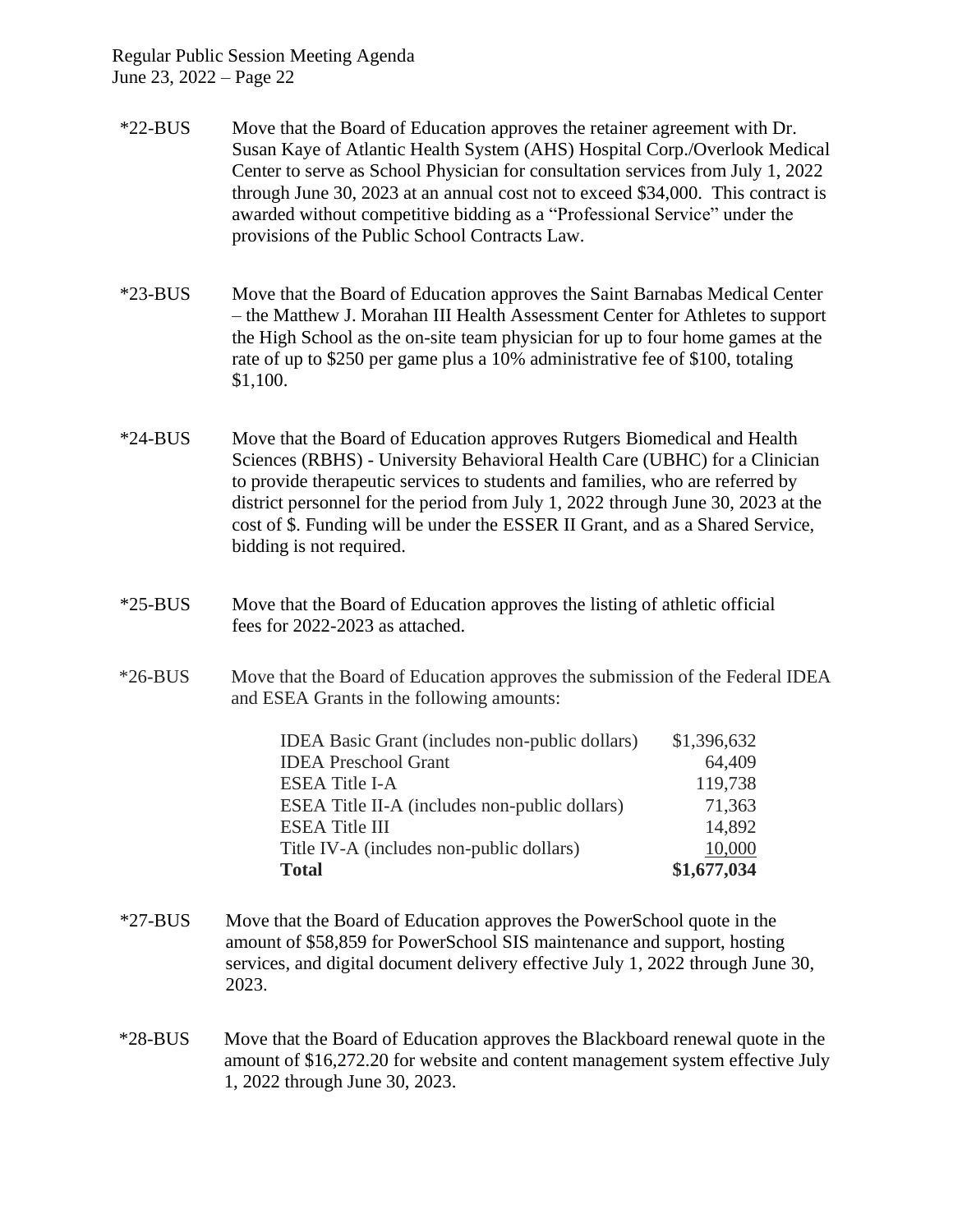*22-BUS Move that the Board of Education approves the retainer agreement with Dr. Susan Kaye of Atlantic Health System (AHS) Hospital Corp./Overlook Medical Center to serve as School Physician for consultation services from July 1, 2022 through June 30, 2023 at an annual cost not to exceed $34,000. This contract is awarded without competitive bidding as a "Professional Service" under the provisions of the Public School Contracts Law.

*23-BUS Move that the Board of Education approves the Saint Barnabas Medical Center – the Matthew J. Morahan III Health Assessment Center for Athletes to support the High School as the on-site team physician for up to four home games at the rate of up to $250 per game plus a 10% administrative fee of $100, totaling $1,100.

*24-BUS Move that the Board of Education approves Rutgers Biomedical and Health Sciences (RBHS) - University Behavioral Health Care (UBHC) for a Clinician to provide therapeutic services to students and families, who are referred by district personnel for the period from July 1, 2022 through June 30, 2023 at the cost of $. Funding will be under the ESSER II Grant, and as a Shared Service, bidding is not required.

*25-BUS Move that the Board of Education approves the listing of athletic official fees for 2022-2023 as attached.

*26-BUS Move that the Board of Education approves the submission of the Federal IDEA and ESEA Grants in the following amounts:

| | |
|---|---:|
| IDEA Basic Grant (includes non-public dollars) | $1,396,632 |
| IDEA Preschool Grant | 64,409 |
| ESEA Title I-A | 119,738 |
| ESEA Title II-A (includes non-public dollars) | 71,363 |
| ESEA Title III | 14,892 |
| Title IV-A (includes non-public dollars) | 10,000 |
| **Total** | **$1,677,034** |

*27-BUS Move that the Board of Education approves the PowerSchool quote in the amount of $58,859 for PowerSchool SIS maintenance and support, hosting services, and digital document delivery effective July 1, 2022 through June 30, 2023.

*28-BUS Move that the Board of Education approves the Blackboard renewal quote in the amount of $16,272.20 for website and content management system effective July 1, 2022 through June 30, 2023.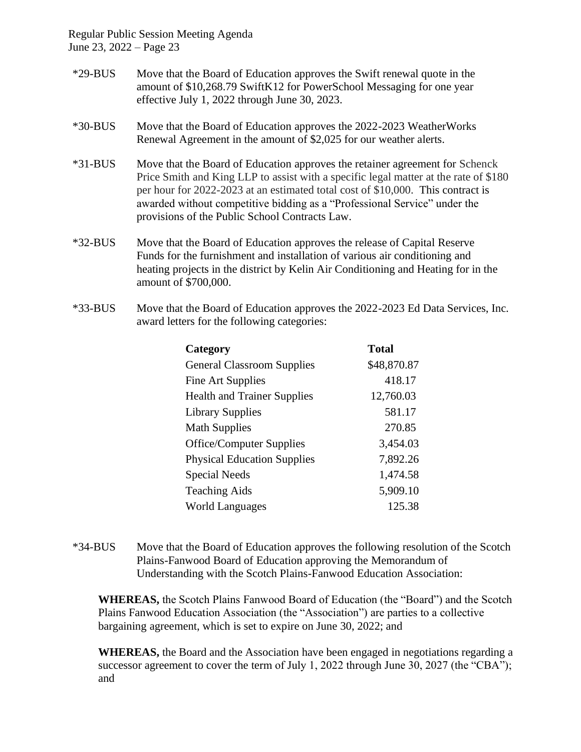*29-BUS Move that the Board of Education approves the Swift renewal quote in the amount of $10,268.79 SwiftK12 for PowerSchool Messaging for one year effective July 1, 2022 through June 30, 2023.

*30-BUS Move that the Board of Education approves the 2022-2023 WeatherWorks Renewal Agreement in the amount of $2,025 for our weather alerts.

*31-BUS Move that the Board of Education approves the retainer agreement for Schenck Price Smith and King LLP to assist with a specific legal matter at the rate of $180 per hour for 2022-2023 at an estimated total cost of $10,000. This contract is awarded without competitive bidding as a "Professional Service" under the provisions of the Public School Contracts Law.

*32-BUS Move that the Board of Education approves the release of Capital Reserve Funds for the furnishment and installation of various air conditioning and heating projects in the district by Kelin Air Conditioning and Heating for in the amount of $700,000.

*33-BUS Move that the Board of Education approves the 2022-2023 Ed Data Services, Inc. award letters for the following categories:

| Category | Total |
|---|---|
| General Classroom Supplies | $48,870.87 |
| Fine Art Supplies | 418.17 |
| Health and Trainer Supplies | 12,760.03 |
| Library Supplies | 581.17 |
| Math Supplies | 270.85 |
| Office/Computer Supplies | 3,454.03 |
| Physical Education Supplies | 7,892.26 |
| Special Needs | 1,474.58 |
| Teaching Aids | 5,909.10 |
| World Languages | 125.38 |

*34-BUS Move that the Board of Education approves the following resolution of the Scotch Plains-Fanwood Board of Education approving the Memorandum of Understanding with the Scotch Plains-Fanwood Education Association:

**WHEREAS,** the Scotch Plains Fanwood Board of Education (the "Board") and the Scotch Plains Fanwood Education Association (the "Association") are parties to a collective bargaining agreement, which is set to expire on June 30, 2022; and

**WHEREAS,** the Board and the Association have been engaged in negotiations regarding a successor agreement to cover the term of July 1, 2022 through June 30, 2027 (the "CBA"); and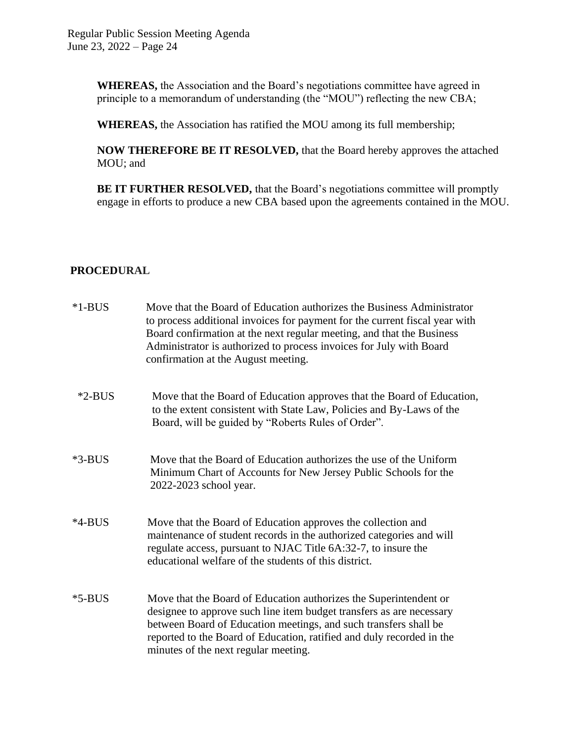**WHEREAS,** the Association and the Board's negotiations committee have agreed in principle to a memorandum of understanding (the "MOU") reflecting the new CBA;

**WHEREAS,** the Association has ratified the MOU among its full membership;

**NOW THEREFORE BE IT RESOLVED,** that the Board hereby approves the attached MOU; and

**BE IT FURTHER RESOLVED,** that the Board's negotiations committee will promptly engage in efforts to produce a new CBA based upon the agreements contained in the MOU.

## PROCEDURAL

*1-BUS Move that the Board of Education authorizes the Business Administrator to process additional invoices for payment for the current fiscal year with Board confirmation at the next regular meeting, and that the Business Administrator is authorized to process invoices for July with Board confirmation at the August meeting.

*2-BUS Move that the Board of Education approves that the Board of Education, to the extent consistent with State Law, Policies and By-Laws of the Board, will be guided by "Roberts Rules of Order".

*3-BUS Move that the Board of Education authorizes the use of the Uniform Minimum Chart of Accounts for New Jersey Public Schools for the 2022-2023 school year.

*4-BUS Move that the Board of Education approves the collection and maintenance of student records in the authorized categories and will regulate access, pursuant to NJAC Title 6A:32-7, to insure the educational welfare of the students of this district.

*5-BUS Move that the Board of Education authorizes the Superintendent or designee to approve such line item budget transfers as are necessary between Board of Education meetings, and such transfers shall be reported to the Board of Education, ratified and duly recorded in the minutes of the next regular meeting.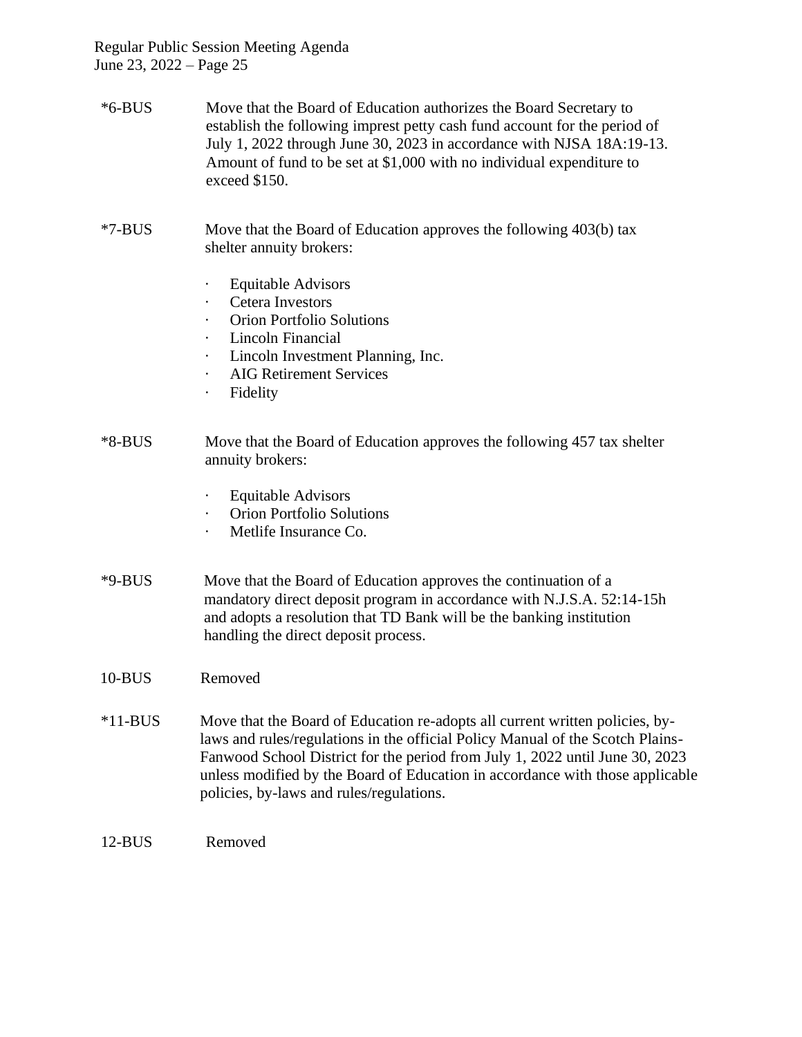*6-BUS Move that the Board of Education authorizes the Board Secretary to establish the following impress petty cash fund account for the period of July 1, 2022 through June 30, 2023 in accordance with NJSA 18A:19-13. Amount of fund to be set at $1,000 with no individual expenditure to exceed $150.

*7-BUS Move that the Board of Education approves the following 403(b) tax shelter annuity brokers:

- Equitable Advisors
- Cetera Investors
- Orion Portfolio Solutions
- Lincoln Financial
- Lincoln Investment Planning, Inc.
- AIG Retirement Services
- Fidelity

*8-BUS Move that the Board of Education approves the following 457 tax shelter annuity brokers:

- Equitable Advisors
- Orion Portfolio Solutions
- Metlife Insurance Co.

*9-BUS Move that the Board of Education approves the continuation of a mandatory direct deposit program in accordance with N.J.S.A. 52:14-15h and adopts a resolution that TD Bank will be the banking institution handling the direct deposit process.

10-BUS Removed

*11-BUS Move that the Board of Education re-adopts all current written policies, by-laws and rules/regulations in the official Policy Manual of the Scotch Plains-Fanwood School District for the period from July 1, 2022 until June 30, 2023 unless modified by the Board of Education in accordance with those applicable policies, by-laws and rules/regulations.

12-BUS Removed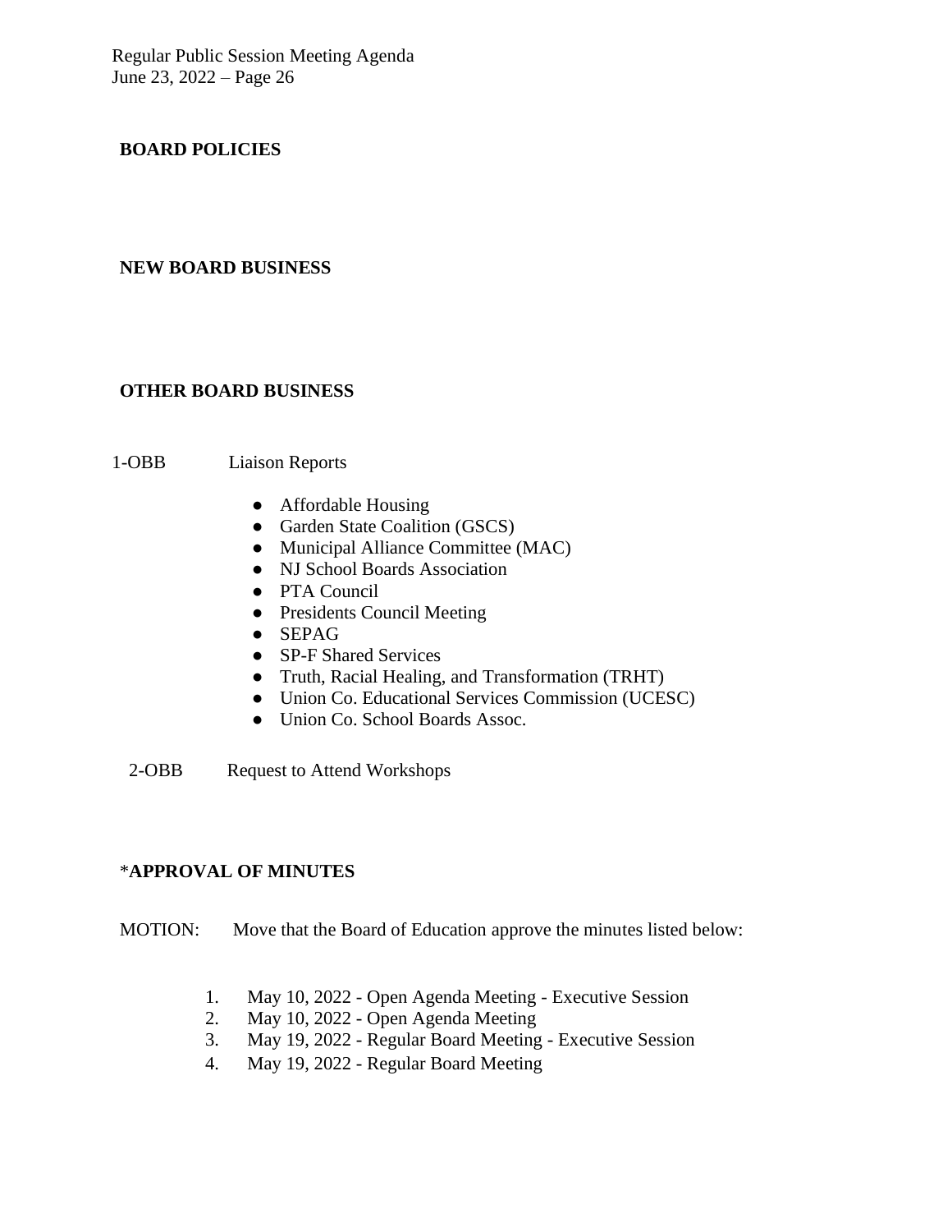**BOARD POLICIES**

**NEW BOARD BUSINESS**

**OTHER BOARD BUSINESS**

1-OBB Liaison Reports

- Affordable Housing
- Garden State Coalition (GSCS)
- Municipal Alliance Committee (MAC)
- NJ School Boards Association
- PTA Council
- Presidents Council Meeting
- SEPAG
- SP-F Shared Services
- Truth, Racial Healing, and Transformation (TRHT)
- Union Co. Educational Services Commission (UCESC)
- Union Co. School Boards Assoc.

2-OBB Request to Attend Workshops

*__APPROVAL OF MINUTES__

MOTION: Move that the Board of Education approve the minutes listed below:

1. May 10, 2022 - Open Agenda Meeting - Executive Session
2. May 10, 2022 - Open Agenda Meeting
3. May 19, 2022 - Regular Board Meeting - Executive Session
4. May 19, 2022 - Regular Board Meeting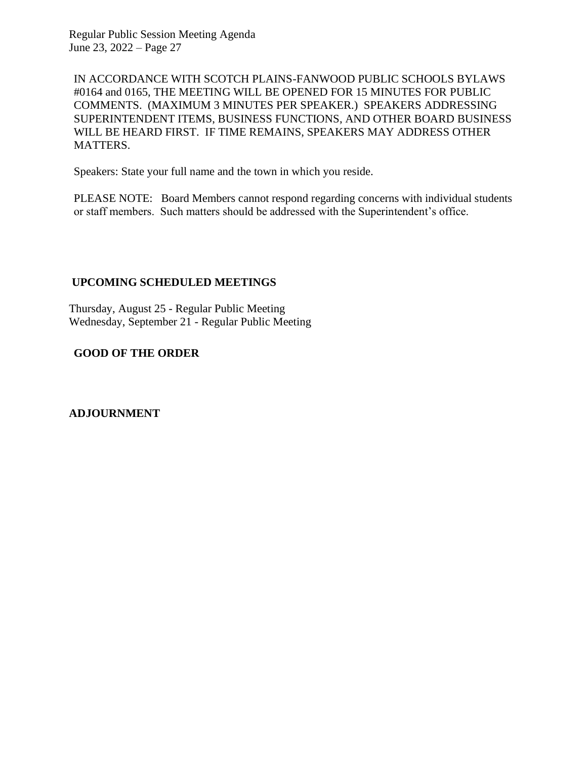IN ACCORDANCE WITH SCOTCH PLAINS-FANWOOD PUBLIC SCHOOLS BYLAWS #0164 and 0165, THE MEETING WILL BE OPENED FOR 15 MINUTES FOR PUBLIC COMMENTS. (MAXIMUM 3 MINUTES PER SPEAKER.) SPEAKERS ADDRESSING SUPERINTENDENT ITEMS, BUSINESS FUNCTIONS, AND OTHER BOARD BUSINESS WILL BE HEARD FIRST. IF TIME REMAINS, SPEAKERS MAY ADDRESS OTHER MATTERS.

Speakers: State your full name and the town in which you reside.

PLEASE NOTE: Board Members cannot respond regarding concerns with individual students or staff members. Such matters should be addressed with the Superintendent's office.

**UPCOMING SCHEDULED MEETINGS**

Thursday, August 25 - Regular Public Meeting
Wednesday, September 21 - Regular Public Meeting

**GOOD OF THE ORDER**

**ADJOURNMENT**